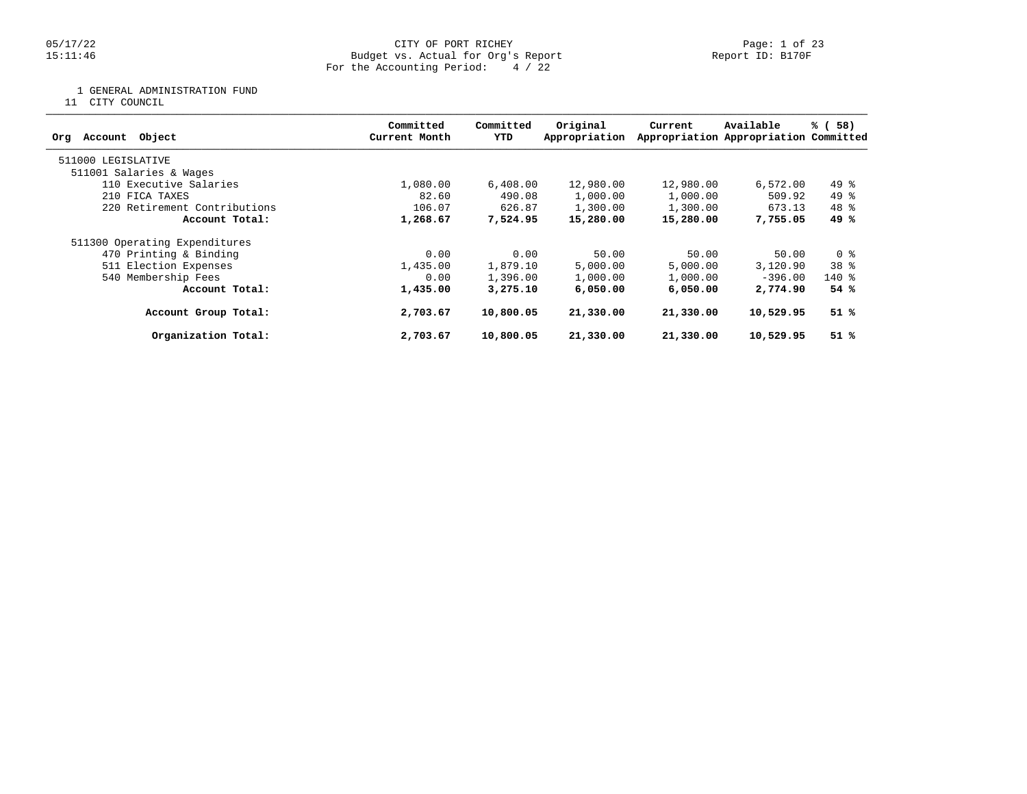# CITY OF PORT RICHEY

## Budget vs. Actual for Org's Report

For the Accounting Period: 4 / 22

05/17/22
15:11:46

Report ID: B170F

1 GENERAL ADMINISTRATION FUND
11 CITY COUNCIL

| Org Account Object | Committed Current Month | Committed YTD | Original Appropriation | Current Appropriation | Available Appropriation | % ( 58) Committed |
|---|---|---|---|---|---|---|
| 511000 LEGISLATIVE | | | | | | |
| 511001 Salaries & Wages | | | | | | |
| 110 Executive Salaries | 1,080.00 | 6,408.00 | 12,980.00 | 12,980.00 | 6,572.00 | 49 % |
| 210 FICA TAXES | 82.60 | 490.08 | 1,000.00 | 1,000.00 | 509.92 | 49 % |
| 220 Retirement Contributions | 106.07 | 626.87 | 1,300.00 | 1,300.00 | 673.13 | 48 % |
| **Account Total:** | **1,268.67** | **7,524.95** | **15,280.00** | **15,280.00** | **7,755.05** | **49 %** |
| 511300 Operating Expenditures | | | | | | |
| 470 Printing & Binding | 0.00 | 0.00 | 50.00 | 50.00 | 50.00 | 0 % |
| 511 Election Expenses | 1,435.00 | 1,879.10 | 5,000.00 | 5,000.00 | 3,120.90 | 38 % |
| 540 Membership Fees | 0.00 | 1,396.00 | 1,000.00 | 1,000.00 | -396.00 | 140 % |
| **Account Total:** | **1,435.00** | **3,275.10** | **6,050.00** | **6,050.00** | **2,774.90** | **54 %** |
| **Account Group Total:** | **2,703.67** | **10,800.05** | **21,330.00** | **21,330.00** | **10,529.95** | **51 %** |
| **Organization Total:** | **2,703.67** | **10,800.05** | **21,330.00** | **21,330.00** | **10,529.95** | **51 %** |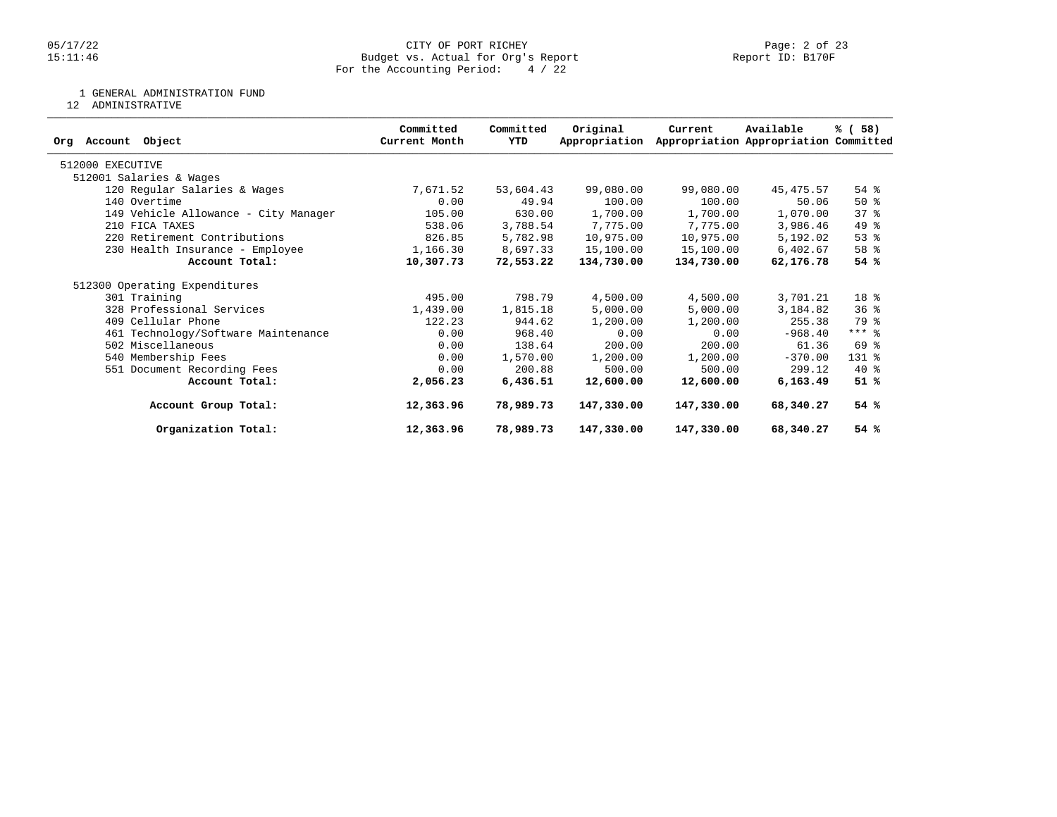CITY OF PORT RICHEY
Budget vs. Actual for Org's Report
For the Accounting Period: 4 / 22

Report ID: B170F

1 GENERAL ADMINISTRATION FUND
12 ADMINISTRATIVE

| Org Account Object | Committed Current Month | Committed YTD | Original Appropriation | Current Appropriation | Available Appropriation | % ( 58) Committed |
|---|---|---|---|---|---|---|
| 512000 EXECUTIVE | | | | | | |
| 512001 Salaries & Wages | | | | | | |
| 120 Regular Salaries & Wages | 7,671.52 | 53,604.43 | 99,080.00 | 99,080.00 | 45,475.57 | 54 % |
| 140 Overtime | 0.00 | 49.94 | 100.00 | 100.00 | 50.06 | 50 % |
| 149 Vehicle Allowance - City Manager | 105.00 | 630.00 | 1,700.00 | 1,700.00 | 1,070.00 | 37 % |
| 210 FICA TAXES | 538.06 | 3,788.54 | 7,775.00 | 7,775.00 | 3,986.46 | 49 % |
| 220 Retirement Contributions | 826.85 | 5,782.98 | 10,975.00 | 10,975.00 | 5,192.02 | 53 % |
| 230 Health Insurance - Employee | 1,166.30 | 8,697.33 | 15,100.00 | 15,100.00 | 6,402.67 | 58 % |
| **Account Total:** | **10,307.73** | **72,553.22** | **134,730.00** | **134,730.00** | **62,176.78** | **54 %** |
| 512300 Operating Expenditures | | | | | | |
| 301 Training | 495.00 | 798.79 | 4,500.00 | 4,500.00 | 3,701.21 | 18 % |
| 328 Professional Services | 1,439.00 | 1,815.18 | 5,000.00 | 5,000.00 | 3,184.82 | 36 % |
| 409 Cellular Phone | 122.23 | 944.62 | 1,200.00 | 1,200.00 | 255.38 | 79 % |
| 461 Technology/Software Maintenance | 0.00 | 968.40 | 0.00 | 0.00 | -968.40 | *** % |
| 502 Miscellaneous | 0.00 | 138.64 | 200.00 | 200.00 | 61.36 | 69 % |
| 540 Membership Fees | 0.00 | 1,570.00 | 1,200.00 | 1,200.00 | -370.00 | 131 % |
| 551 Document Recording Fees | 0.00 | 200.88 | 500.00 | 500.00 | 299.12 | 40 % |
| **Account Total:** | **2,056.23** | **6,436.51** | **12,600.00** | **12,600.00** | **6,163.49** | **51 %** |
| **Account Group Total:** | **12,363.96** | **78,989.73** | **147,330.00** | **147,330.00** | **68,340.27** | **54 %** |
| **Organization Total:** | **12,363.96** | **78,989.73** | **147,330.00** | **147,330.00** | **68,340.27** | **54 %** |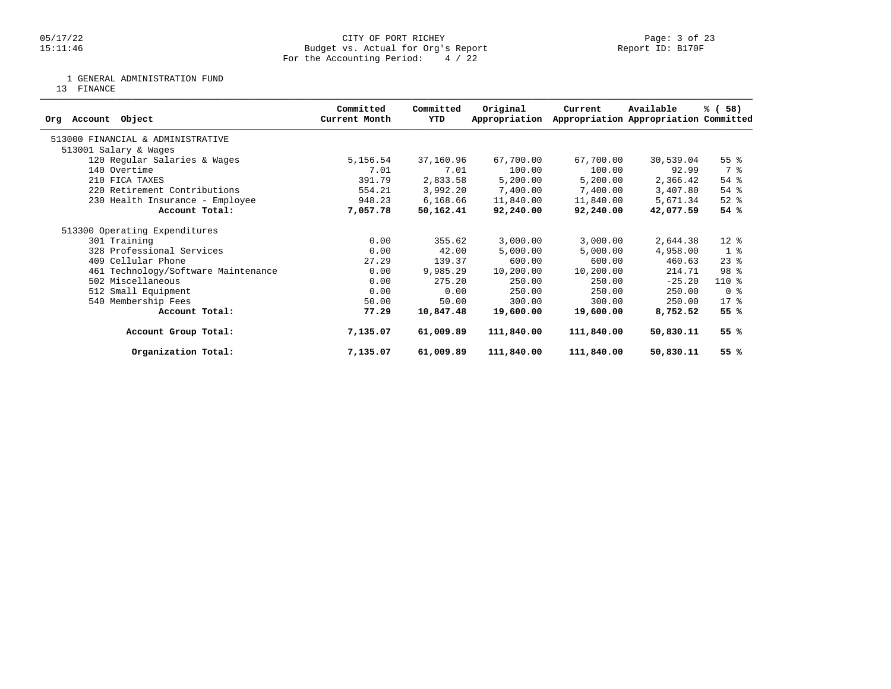CITY OF PORT RICHEY
Budget vs. Actual for Org's Report
For the Accounting Period: 4 / 22

05/17/22
15:11:46

Report ID: B170F

1 GENERAL ADMINISTRATION FUND
13 FINANCE

| Org Account Object | Committed Current Month | Committed YTD | Original Appropriation | Current Appropriation | Available Appropriation | % ( 58) Committed |
|---|---|---|---|---|---|---|
| 513000 FINANCIAL & ADMINISTRATIVE | | | | | | |
| 513001 Salary & Wages | | | | | | |
| 120 Regular Salaries & Wages | 5,156.54 | 37,160.96 | 67,700.00 | 67,700.00 | 30,539.04 | 55 % |
| 140 Overtime | 7.01 | 7.01 | 100.00 | 100.00 | 92.99 | 7 % |
| 210 FICA TAXES | 391.79 | 2,833.58 | 5,200.00 | 5,200.00 | 2,366.42 | 54 % |
| 220 Retirement Contributions | 554.21 | 3,992.20 | 7,400.00 | 7,400.00 | 3,407.80 | 54 % |
| 230 Health Insurance - Employee | 948.23 | 6,168.66 | 11,840.00 | 11,840.00 | 5,671.34 | 52 % |
| **Account Total:** | **7,057.78** | **50,162.41** | **92,240.00** | **92,240.00** | **42,077.59** | **54 %** |
| 513300 Operating Expenditures | | | | | | |
| 301 Training | 0.00 | 355.62 | 3,000.00 | 3,000.00 | 2,644.38 | 12 % |
| 328 Professional Services | 0.00 | 42.00 | 5,000.00 | 5,000.00 | 4,958.00 | 1 % |
| 409 Cellular Phone | 27.29 | 139.37 | 600.00 | 600.00 | 460.63 | 23 % |
| 461 Technology/Software Maintenance | 0.00 | 9,985.29 | 10,200.00 | 10,200.00 | 214.71 | 98 % |
| 502 Miscellaneous | 0.00 | 275.20 | 250.00 | 250.00 | -25.20 | 110 % |
| 512 Small Equipment | 0.00 | 0.00 | 250.00 | 250.00 | 250.00 | 0 % |
| 540 Membership Fees | 50.00 | 50.00 | 300.00 | 300.00 | 250.00 | 17 % |
| **Account Total:** | **77.29** | **10,847.48** | **19,600.00** | **19,600.00** | **8,752.52** | **55 %** |
| **Account Group Total:** | **7,135.07** | **61,009.89** | **111,840.00** | **111,840.00** | **50,830.11** | **55 %** |
| **Organization Total:** | **7,135.07** | **61,009.89** | **111,840.00** | **111,840.00** | **50,830.11** | **55 %** |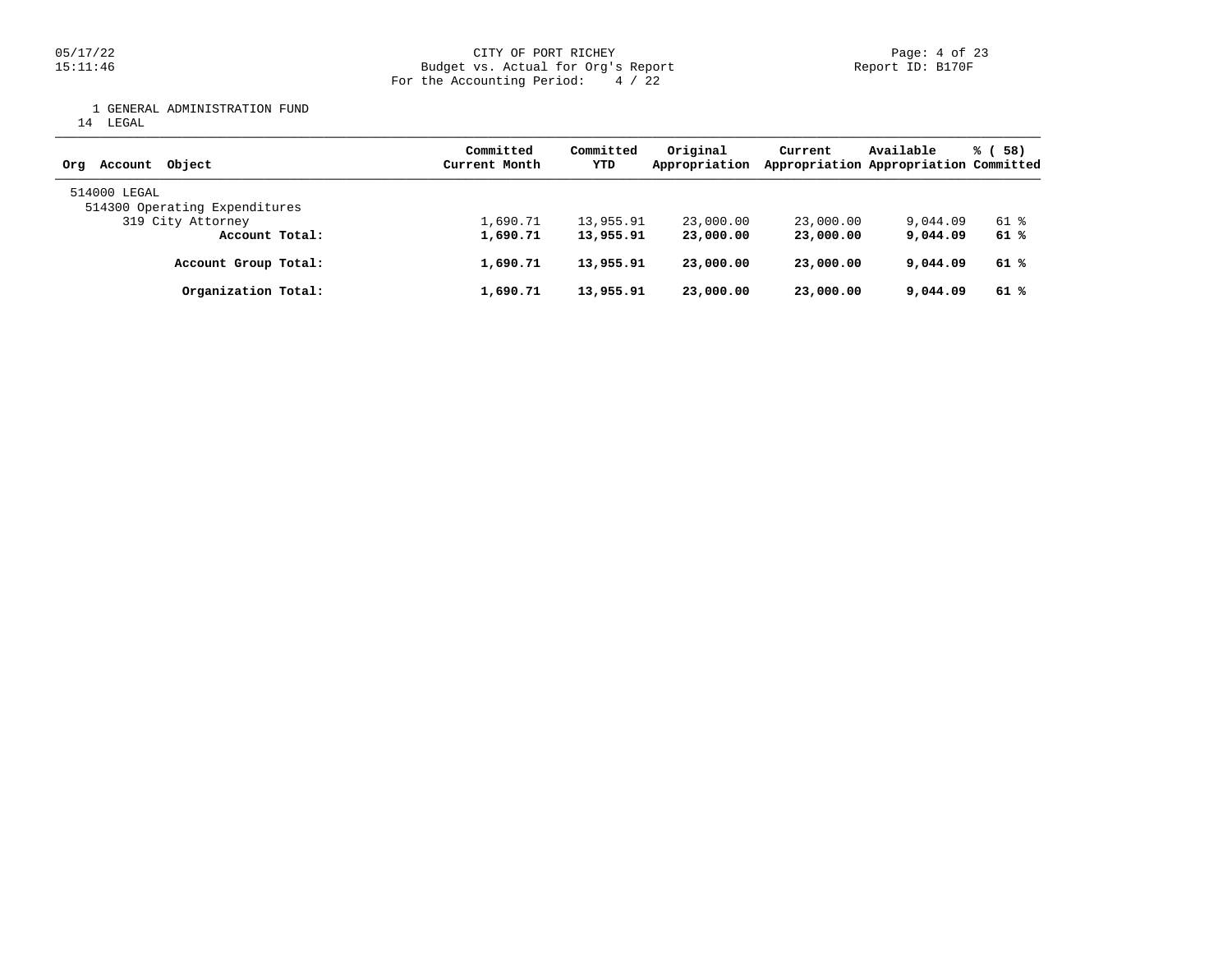CITY OF PORT RICHEY
Budget vs. Actual for Org's Report
For the Accounting Period: 4 / 22

1 GENERAL ADMINISTRATION FUND
14 LEGAL

| Org Account Object | Committed Current Month | Committed YTD | Original Appropriation | Current Appropriation | Available Appropriation | % ( 58) Committed |
|---|---|---|---|---|---|---|
| 514000 LEGAL | | | | | | |
| 514300 Operating Expenditures | | | | | | |
| 319 City Attorney | 1,690.71 | 13,955.91 | 23,000.00 | 23,000.00 | 9,044.09 | 61 % |
| **Account Total:** | **1,690.71** | **13,955.91** | **23,000.00** | **23,000.00** | **9,044.09** | **61 %** |
| **Account Group Total:** | **1,690.71** | **13,955.91** | **23,000.00** | **23,000.00** | **9,044.09** | **61 %** |
| **Organization Total:** | **1,690.71** | **13,955.91** | **23,000.00** | **23,000.00** | **9,044.09** | **61 %** |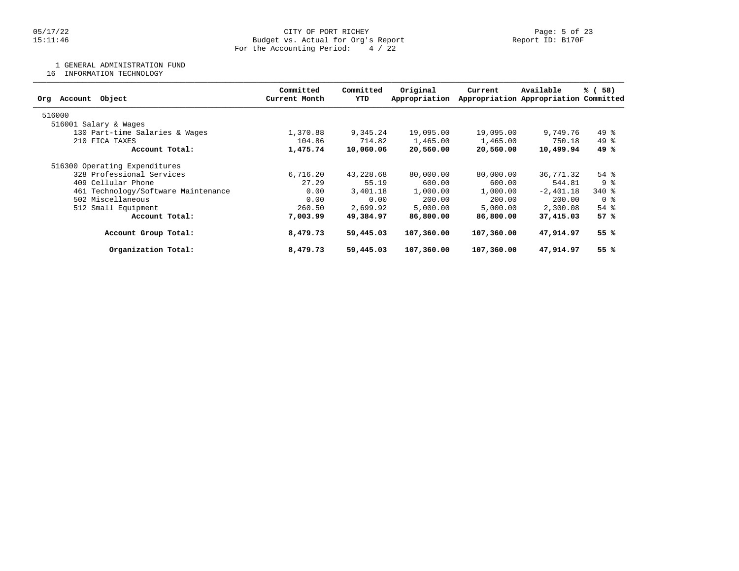CITY OF PORT RICHEY
Budget vs. Actual for Org's Report
For the Accounting Period: 4 / 22

1 GENERAL ADMINISTRATION FUND
16 INFORMATION TECHNOLOGY

| Org Account Object | Committed Current Month | Committed YTD | Original Appropriation | Current Appropriation | Available Appropriation | % ( 58) Committed |
|---|---|---|---|---|---|---|
| 516000 | | | | | | |
| 516001 Salary & Wages | | | | | | |
| 130 Part-time Salaries & Wages | 1,370.88 | 9,345.24 | 19,095.00 | 19,095.00 | 9,749.76 | 49 % |
| 210 FICA TAXES | 104.86 | 714.82 | 1,465.00 | 1,465.00 | 750.18 | 49 % |
| **Account Total:** | **1,475.74** | **10,060.06** | **20,560.00** | **20,560.00** | **10,499.94** | **49 %** |
| 516300 Operating Expenditures | | | | | | |
| 328 Professional Services | 6,716.20 | 43,228.68 | 80,000.00 | 80,000.00 | 36,771.32 | 54 % |
| 409 Cellular Phone | 27.29 | 55.19 | 600.00 | 600.00 | 544.81 | 9 % |
| 461 Technology/Software Maintenance | 0.00 | 3,401.18 | 1,000.00 | 1,000.00 | -2,401.18 | 340 % |
| 502 Miscellaneous | 0.00 | 0.00 | 200.00 | 200.00 | 200.00 | 0 % |
| 512 Small Equipment | 260.50 | 2,699.92 | 5,000.00 | 5,000.00 | 2,300.08 | 54 % |
| **Account Total:** | **7,003.99** | **49,384.97** | **86,800.00** | **86,800.00** | **37,415.03** | **57 %** |
| **Account Group Total:** | **8,479.73** | **59,445.03** | **107,360.00** | **107,360.00** | **47,914.97** | **55 %** |
| **Organization Total:** | **8,479.73** | **59,445.03** | **107,360.00** | **107,360.00** | **47,914.97** | **55 %** |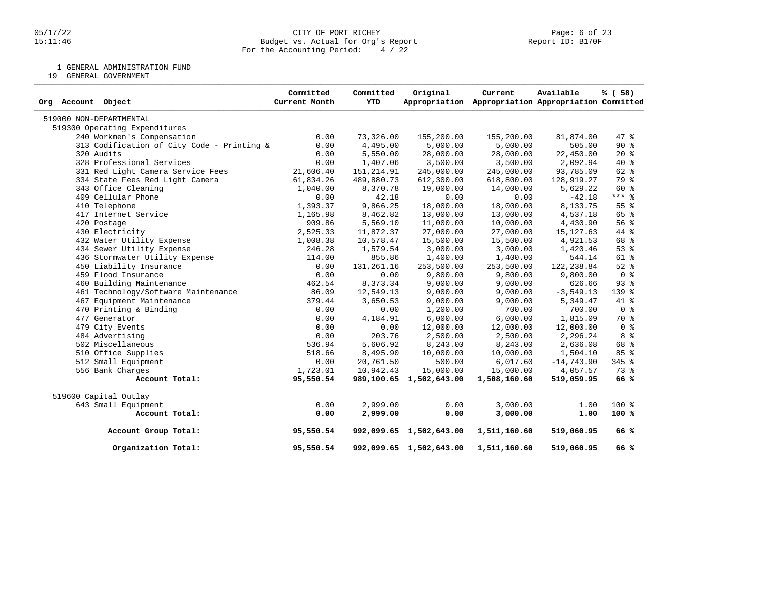CITY OF PORT RICHEY
Budget vs. Actual for Org's Report
For the Accounting Period: 4 / 22

Report ID: B170F

1 GENERAL ADMINISTRATION FUND
19 GENERAL GOVERNMENT

| Org Account Object | Committed Current Month | Committed YTD | Original Appropriation | Current Appropriation | Available Appropriation | % ( 58) Committed |
|---|---|---|---|---|---|---|
| 519000 NON-DEPARTMENTAL | | | | | | |
| 519300 Operating Expenditures | | | | | | |
| 240 Workmen's Compensation | 0.00 | 73,326.00 | 155,200.00 | 155,200.00 | 81,874.00 | 47 % |
| 313 Codification of City Code - Printing & | 0.00 | 4,495.00 | 5,000.00 | 5,000.00 | 505.00 | 90 % |
| 320 Audits | 0.00 | 5,550.00 | 28,000.00 | 28,000.00 | 22,450.00 | 20 % |
| 328 Professional Services | 0.00 | 1,407.06 | 3,500.00 | 3,500.00 | 2,092.94 | 40 % |
| 331 Red Light Camera Service Fees | 21,606.40 | 151,214.91 | 245,000.00 | 245,000.00 | 93,785.09 | 62 % |
| 334 State Fees Red Light Camera | 61,834.26 | 489,880.73 | 612,300.00 | 618,800.00 | 128,919.27 | 79 % |
| 343 Office Cleaning | 1,040.00 | 8,370.78 | 19,000.00 | 14,000.00 | 5,629.22 | 60 % |
| 409 Cellular Phone | 0.00 | 42.18 | 0.00 | 0.00 | -42.18 | *** % |
| 410 Telephone | 1,393.37 | 9,866.25 | 18,000.00 | 18,000.00 | 8,133.75 | 55 % |
| 417 Internet Service | 1,165.98 | 8,462.82 | 13,000.00 | 13,000.00 | 4,537.18 | 65 % |
| 420 Postage | 909.86 | 5,569.10 | 11,000.00 | 10,000.00 | 4,430.90 | 56 % |
| 430 Electricity | 2,525.33 | 11,872.37 | 27,000.00 | 27,000.00 | 15,127.63 | 44 % |
| 432 Water Utility Expense | 1,008.38 | 10,578.47 | 15,500.00 | 15,500.00 | 4,921.53 | 68 % |
| 434 Sewer Utility Expense | 246.28 | 1,579.54 | 3,000.00 | 3,000.00 | 1,420.46 | 53 % |
| 436 Stormwater Utility Expense | 114.00 | 855.86 | 1,400.00 | 1,400.00 | 544.14 | 61 % |
| 450 Liability Insurance | 0.00 | 131,261.16 | 253,500.00 | 253,500.00 | 122,238.84 | 52 % |
| 459 Flood Insurance | 0.00 | 0.00 | 9,800.00 | 9,800.00 | 9,800.00 | 0 % |
| 460 Building Maintenance | 462.54 | 8,373.34 | 9,000.00 | 9,000.00 | 626.66 | 93 % |
| 461 Technology/Software Maintenance | 86.09 | 12,549.13 | 9,000.00 | 9,000.00 | -3,549.13 | 139 % |
| 467 Equipment Maintenance | 379.44 | 3,650.53 | 9,000.00 | 9,000.00 | 5,349.47 | 41 % |
| 470 Printing & Binding | 0.00 | 0.00 | 1,200.00 | 700.00 | 700.00 | 0 % |
| 477 Generator | 0.00 | 4,184.91 | 6,000.00 | 6,000.00 | 1,815.09 | 70 % |
| 479 City Events | 0.00 | 0.00 | 12,000.00 | 12,000.00 | 12,000.00 | 0 % |
| 484 Advertising | 0.00 | 203.76 | 2,500.00 | 2,500.00 | 2,296.24 | 8 % |
| 502 Miscellaneous | 536.94 | 5,606.92 | 8,243.00 | 8,243.00 | 2,636.08 | 68 % |
| 510 Office Supplies | 518.66 | 8,495.90 | 10,000.00 | 10,000.00 | 1,504.10 | 85 % |
| 512 Small Equipment | 0.00 | 20,761.50 | 500.00 | 6,017.60 | -14,743.90 | 345 % |
| 556 Bank Charges | 1,723.01 | 10,942.43 | 15,000.00 | 15,000.00 | 4,057.57 | 73 % |
| **Account Total:** | **95,550.54** | **989,100.65** | **1,502,643.00** | **1,508,160.60** | **519,059.95** | **66 %** |
| 519600 Capital Outlay | | | | | | |
| 643 Small Equipment | 0.00 | 2,999.00 | 0.00 | 3,000.00 | 1.00 | 100 % |
| **Account Total:** | **0.00** | **2,999.00** | **0.00** | **3,000.00** | **1.00** | **100 %** |
| **Account Group Total:** | **95,550.54** | **992,099.65** | **1,502,643.00** | **1,511,160.60** | **519,060.95** | **66 %** |
| **Organization Total:** | **95,550.54** | **992,099.65** | **1,502,643.00** | **1,511,160.60** | **519,060.95** | **66 %** |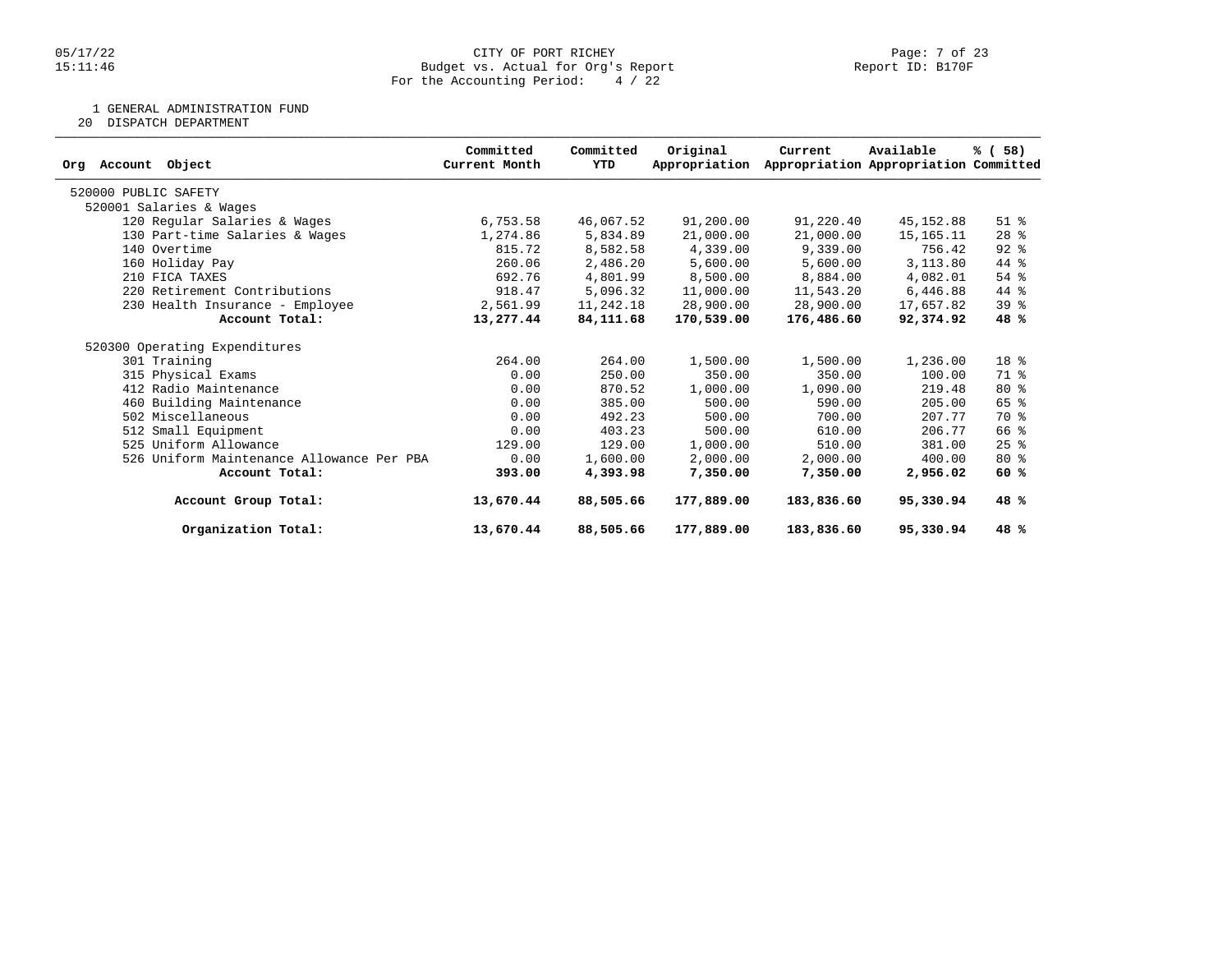CITY OF PORT RICHEY
Budget vs. Actual for Org's Report
For the Accounting Period: 4 / 22

1 GENERAL ADMINISTRATION FUND
20 DISPATCH DEPARTMENT

| Org Account Object | Committed Current Month | Committed YTD | Original Appropriation | Current Appropriation | Available Appropriation | % ( 58) Committed |
|---|---|---|---|---|---|---|
| 520000 PUBLIC SAFETY | | | | | | |
| 520001 Salaries & Wages | | | | | | |
| 120 Regular Salaries & Wages | 6,753.58 | 46,067.52 | 91,200.00 | 91,220.40 | 45,152.88 | 51 % |
| 130 Part-time Salaries & Wages | 1,274.86 | 5,834.89 | 21,000.00 | 21,000.00 | 15,165.11 | 28 % |
| 140 Overtime | 815.72 | 8,582.58 | 4,339.00 | 9,339.00 | 756.42 | 92 % |
| 160 Holiday Pay | 260.06 | 2,486.20 | 5,600.00 | 5,600.00 | 3,113.80 | 44 % |
| 210 FICA TAXES | 692.76 | 4,801.99 | 8,500.00 | 8,884.00 | 4,082.01 | 54 % |
| 220 Retirement Contributions | 918.47 | 5,096.32 | 11,000.00 | 11,543.20 | 6,446.88 | 44 % |
| 230 Health Insurance - Employee | 2,561.99 | 11,242.18 | 28,900.00 | 28,900.00 | 17,657.82 | 39 % |
| **Account Total:** | **13,277.44** | **84,111.68** | **170,539.00** | **176,486.60** | **92,374.92** | **48 %** |
| 520300 Operating Expenditures | | | | | | |
| 301 Training | 264.00 | 264.00 | 1,500.00 | 1,500.00 | 1,236.00 | 18 % |
| 315 Physical Exams | 0.00 | 250.00 | 350.00 | 350.00 | 100.00 | 71 % |
| 412 Radio Maintenance | 0.00 | 870.52 | 1,000.00 | 1,090.00 | 219.48 | 80 % |
| 460 Building Maintenance | 0.00 | 385.00 | 500.00 | 590.00 | 205.00 | 65 % |
| 502 Miscellaneous | 0.00 | 492.23 | 500.00 | 700.00 | 207.77 | 70 % |
| 512 Small Equipment | 0.00 | 403.23 | 500.00 | 610.00 | 206.77 | 66 % |
| 525 Uniform Allowance | 129.00 | 129.00 | 1,000.00 | 510.00 | 381.00 | 25 % |
| 526 Uniform Maintenance Allowance Per PBA | 0.00 | 1,600.00 | 2,000.00 | 2,000.00 | 400.00 | 80 % |
| **Account Total:** | **393.00** | **4,393.98** | **7,350.00** | **7,350.00** | **2,956.02** | **60 %** |
| **Account Group Total:** | **13,670.44** | **88,505.66** | **177,889.00** | **183,836.60** | **95,330.94** | **48 %** |
| **Organization Total:** | **13,670.44** | **88,505.66** | **177,889.00** | **183,836.60** | **95,330.94** | **48 %** |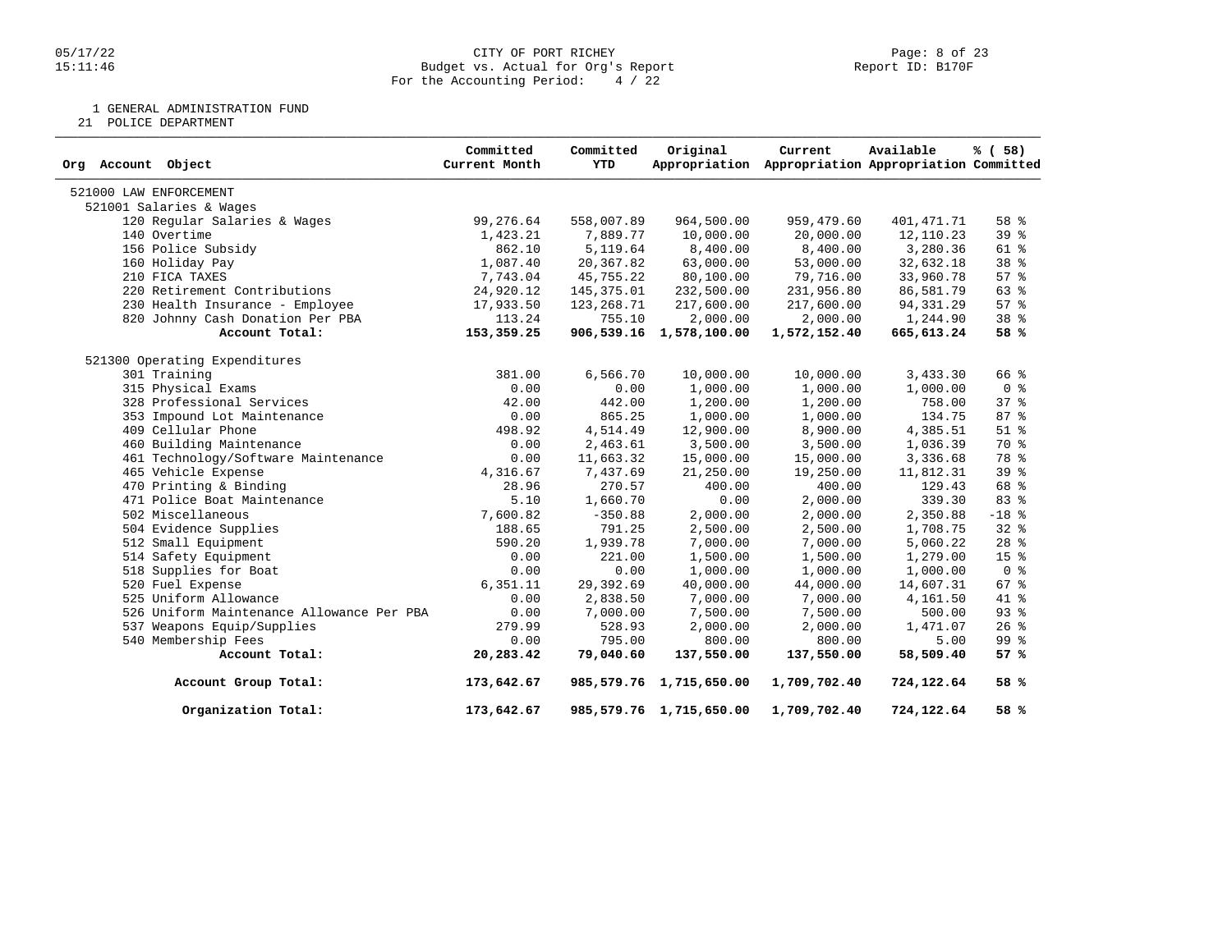CITY OF PORT RICHEY
Budget vs. Actual for Org's Report
For the Accounting Period: 4 / 22

1 GENERAL ADMINISTRATION FUND
21 POLICE DEPARTMENT

| Org Account Object | Committed Current Month | Committed YTD | Original Appropriation | Current Appropriation | Available Appropriation | % ( 58) Committed |
|---|---|---|---|---|---|---|
| 521000 LAW ENFORCEMENT | | | | | | |
| 521001 Salaries & Wages | | | | | | |
| 120 Regular Salaries & Wages | 99,276.64 | 558,007.89 | 964,500.00 | 959,479.60 | 401,471.71 | 58 % |
| 140 Overtime | 1,423.21 | 7,889.77 | 10,000.00 | 20,000.00 | 12,110.23 | 39 % |
| 156 Police Subsidy | 862.10 | 5,119.64 | 8,400.00 | 8,400.00 | 3,280.36 | 61 % |
| 160 Holiday Pay | 1,087.40 | 20,367.82 | 63,000.00 | 53,000.00 | 32,632.18 | 38 % |
| 210 FICA TAXES | 7,743.04 | 45,755.22 | 80,100.00 | 79,716.00 | 33,960.78 | 57 % |
| 220 Retirement Contributions | 24,920.12 | 145,375.01 | 232,500.00 | 231,956.80 | 86,581.79 | 63 % |
| 230 Health Insurance - Employee | 17,933.50 | 123,268.71 | 217,600.00 | 217,600.00 | 94,331.29 | 57 % |
| 820 Johnny Cash Donation Per PBA | 113.24 | 755.10 | 2,000.00 | 2,000.00 | 1,244.90 | 38 % |
| **Account Total:** | **153,359.25** | **906,539.16** | **1,578,100.00** | **1,572,152.40** | **665,613.24** | **58 %** |
| 521300 Operating Expenditures | | | | | | |
| 301 Training | 381.00 | 6,566.70 | 10,000.00 | 10,000.00 | 3,433.30 | 66 % |
| 315 Physical Exams | 0.00 | 0.00 | 1,000.00 | 1,000.00 | 1,000.00 | 0 % |
| 328 Professional Services | 42.00 | 442.00 | 1,200.00 | 1,200.00 | 758.00 | 37 % |
| 353 Impound Lot Maintenance | 0.00 | 865.25 | 1,000.00 | 1,000.00 | 134.75 | 87 % |
| 409 Cellular Phone | 498.92 | 4,514.49 | 12,900.00 | 8,900.00 | 4,385.51 | 51 % |
| 460 Building Maintenance | 0.00 | 2,463.61 | 3,500.00 | 3,500.00 | 1,036.39 | 70 % |
| 461 Technology/Software Maintenance | 0.00 | 11,663.32 | 15,000.00 | 15,000.00 | 3,336.68 | 78 % |
| 465 Vehicle Expense | 4,316.67 | 7,437.69 | 21,250.00 | 19,250.00 | 11,812.31 | 39 % |
| 470 Printing & Binding | 28.96 | 270.57 | 400.00 | 400.00 | 129.43 | 68 % |
| 471 Police Boat Maintenance | 5.10 | 1,660.70 | 0.00 | 2,000.00 | 339.30 | 83 % |
| 502 Miscellaneous | 7,600.82 | -350.88 | 2,000.00 | 2,000.00 | 2,350.88 | -18 % |
| 504 Evidence Supplies | 188.65 | 791.25 | 2,500.00 | 2,500.00 | 1,708.75 | 32 % |
| 512 Small Equipment | 590.20 | 1,939.78 | 7,000.00 | 7,000.00 | 5,060.22 | 28 % |
| 514 Safety Equipment | 0.00 | 221.00 | 1,500.00 | 1,500.00 | 1,279.00 | 15 % |
| 518 Supplies for Boat | 0.00 | 0.00 | 1,000.00 | 1,000.00 | 1,000.00 | 0 % |
| 520 Fuel Expense | 6,351.11 | 29,392.69 | 40,000.00 | 44,000.00 | 14,607.31 | 67 % |
| 525 Uniform Allowance | 0.00 | 2,838.50 | 7,000.00 | 7,000.00 | 4,161.50 | 41 % |
| 526 Uniform Maintenance Allowance Per PBA | 0.00 | 7,000.00 | 7,500.00 | 7,500.00 | 500.00 | 93 % |
| 537 Weapons Equip/Supplies | 279.99 | 528.93 | 2,000.00 | 2,000.00 | 1,471.07 | 26 % |
| 540 Membership Fees | 0.00 | 795.00 | 800.00 | 800.00 | 5.00 | 99 % |
| **Account Total:** | **20,283.42** | **79,040.60** | **137,550.00** | **137,550.00** | **58,509.40** | **57 %** |
| **Account Group Total:** | **173,642.67** | **985,579.76** | **1,715,650.00** | **1,709,702.40** | **724,122.64** | **58 %** |
| **Organization Total:** | **173,642.67** | **985,579.76** | **1,715,650.00** | **1,709,702.40** | **724,122.64** | **58 %** |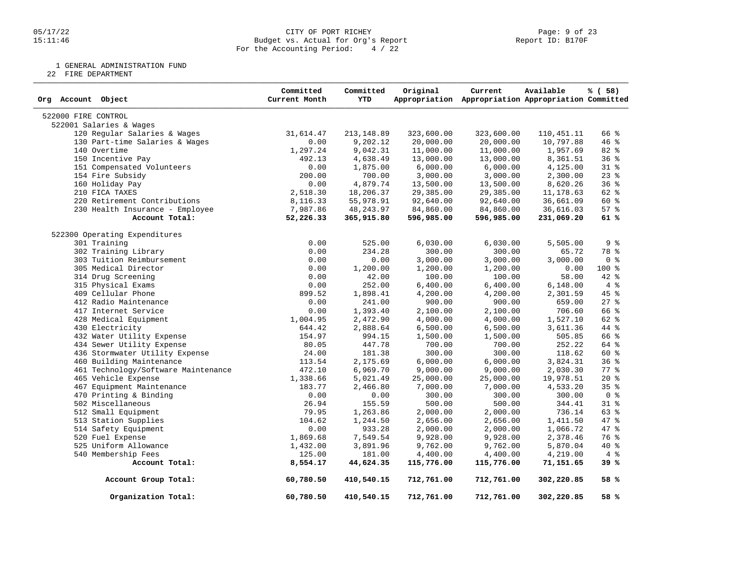CITY OF PORT RICHEY
Budget vs. Actual for Org's Report
For the Accounting Period: 4 / 22

05/17/22
15:11:46

Report ID: B170F

1 GENERAL ADMINISTRATION FUND
22 FIRE DEPARTMENT

| Org Account Object | Committed Current Month | Committed YTD | Original Appropriation | Current Appropriation | Available Appropriation | % ( 58) Committed |
|---|---|---|---|---|---|---|
| 522000 FIRE CONTROL | | | | | | |
| 522001 Salaries & Wages | | | | | | |
| 120 Regular Salaries & Wages | 31,614.47 | 213,148.89 | 323,600.00 | 323,600.00 | 110,451.11 | 66 % |
| 130 Part-time Salaries & Wages | 0.00 | 9,202.12 | 20,000.00 | 20,000.00 | 10,797.88 | 46 % |
| 140 Overtime | 1,297.24 | 9,042.31 | 11,000.00 | 11,000.00 | 1,957.69 | 82 % |
| 150 Incentive Pay | 492.13 | 4,638.49 | 13,000.00 | 13,000.00 | 8,361.51 | 36 % |
| 151 Compensated Volunteers | 0.00 | 1,875.00 | 6,000.00 | 6,000.00 | 4,125.00 | 31 % |
| 154 Fire Subsidy | 200.00 | 700.00 | 3,000.00 | 3,000.00 | 2,300.00 | 23 % |
| 160 Holiday Pay | 0.00 | 4,879.74 | 13,500.00 | 13,500.00 | 8,620.26 | 36 % |
| 210 FICA TAXES | 2,518.30 | 18,206.37 | 29,385.00 | 29,385.00 | 11,178.63 | 62 % |
| 220 Retirement Contributions | 8,116.33 | 55,978.91 | 92,640.00 | 92,640.00 | 36,661.09 | 60 % |
| 230 Health Insurance - Employee | 7,987.86 | 48,243.97 | 84,860.00 | 84,860.00 | 36,616.03 | 57 % |
| **Account Total:** | **52,226.33** | **365,915.80** | **596,985.00** | **596,985.00** | **231,069.20** | **61 %** |
| 522300 Operating Expenditures | | | | | | |
| 301 Training | 0.00 | 525.00 | 6,030.00 | 6,030.00 | 5,505.00 | 9 % |
| 302 Training Library | 0.00 | 234.28 | 300.00 | 300.00 | 65.72 | 78 % |
| 303 Tuition Reimbursement | 0.00 | 0.00 | 3,000.00 | 3,000.00 | 3,000.00 | 0 % |
| 305 Medical Director | 0.00 | 1,200.00 | 1,200.00 | 1,200.00 | 0.00 | 100 % |
| 314 Drug Screening | 0.00 | 42.00 | 100.00 | 100.00 | 58.00 | 42 % |
| 315 Physical Exams | 0.00 | 252.00 | 6,400.00 | 6,400.00 | 6,148.00 | 4 % |
| 409 Cellular Phone | 899.52 | 1,898.41 | 4,200.00 | 4,200.00 | 2,301.59 | 45 % |
| 412 Radio Maintenance | 0.00 | 241.00 | 900.00 | 900.00 | 659.00 | 27 % |
| 417 Internet Service | 0.00 | 1,393.40 | 2,100.00 | 2,100.00 | 706.60 | 66 % |
| 428 Medical Equipment | 1,004.95 | 2,472.90 | 4,000.00 | 4,000.00 | 1,527.10 | 62 % |
| 430 Electricity | 644.42 | 2,888.64 | 6,500.00 | 6,500.00 | 3,611.36 | 44 % |
| 432 Water Utility Expense | 154.97 | 994.15 | 1,500.00 | 1,500.00 | 505.85 | 66 % |
| 434 Sewer Utility Expense | 80.05 | 447.78 | 700.00 | 700.00 | 252.22 | 64 % |
| 436 Stormwater Utility Expense | 24.00 | 181.38 | 300.00 | 300.00 | 118.62 | 60 % |
| 460 Building Maintenance | 113.54 | 2,175.69 | 6,000.00 | 6,000.00 | 3,824.31 | 36 % |
| 461 Technology/Software Maintenance | 472.10 | 6,969.70 | 9,000.00 | 9,000.00 | 2,030.30 | 77 % |
| 465 Vehicle Expense | 1,338.66 | 5,021.49 | 25,000.00 | 25,000.00 | 19,978.51 | 20 % |
| 467 Equipment Maintenance | 183.77 | 2,466.80 | 7,000.00 | 7,000.00 | 4,533.20 | 35 % |
| 470 Printing & Binding | 0.00 | 0.00 | 300.00 | 300.00 | 300.00 | 0 % |
| 502 Miscellaneous | 26.94 | 155.59 | 500.00 | 500.00 | 344.41 | 31 % |
| 512 Small Equipment | 79.95 | 1,263.86 | 2,000.00 | 2,000.00 | 736.14 | 63 % |
| 513 Station Supplies | 104.62 | 1,244.50 | 2,656.00 | 2,656.00 | 1,411.50 | 47 % |
| 514 Safety Equipment | 0.00 | 933.28 | 2,000.00 | 2,000.00 | 1,066.72 | 47 % |
| 520 Fuel Expense | 1,869.68 | 7,549.54 | 9,928.00 | 9,928.00 | 2,378.46 | 76 % |
| 525 Uniform Allowance | 1,432.00 | 3,891.96 | 9,762.00 | 9,762.00 | 5,870.04 | 40 % |
| 540 Membership Fees | 125.00 | 181.00 | 4,400.00 | 4,400.00 | 4,219.00 | 4 % |
| **Account Total:** | **8,554.17** | **44,624.35** | **115,776.00** | **115,776.00** | **71,151.65** | **39 %** |
| **Account Group Total:** | **60,780.50** | **410,540.15** | **712,761.00** | **712,761.00** | **302,220.85** | **58 %** |
| **Organization Total:** | **60,780.50** | **410,540.15** | **712,761.00** | **712,761.00** | **302,220.85** | **58 %** |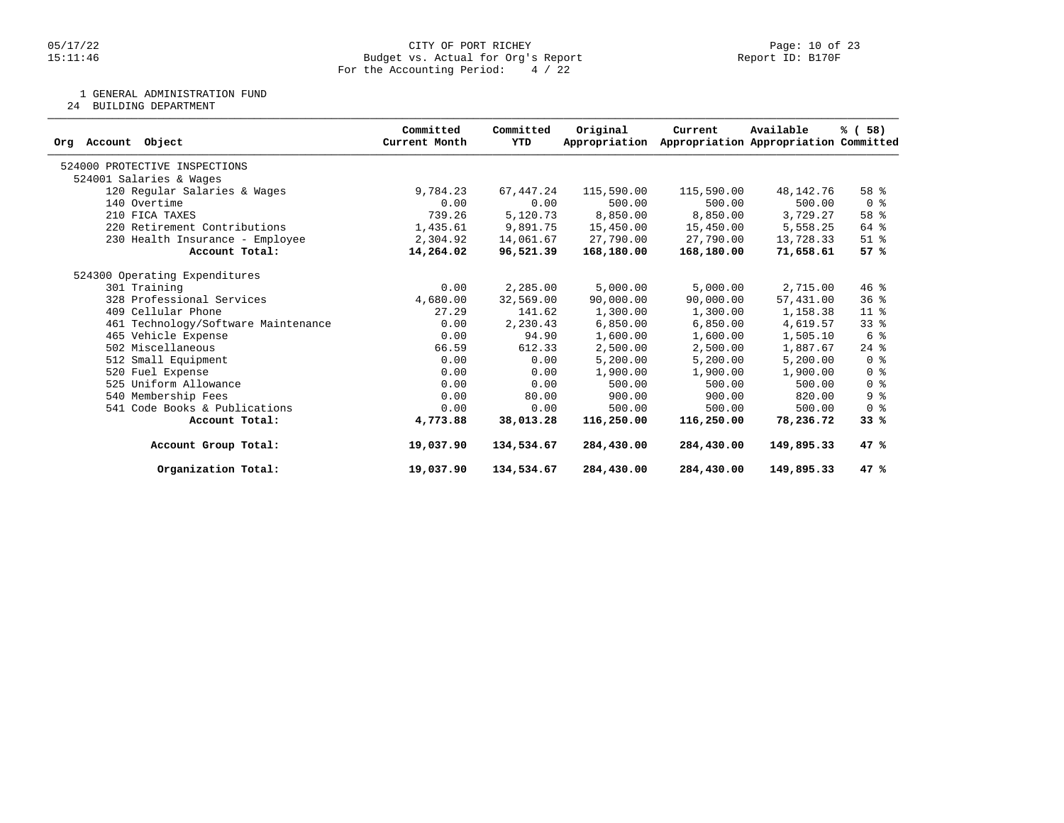CITY OF PORT RICHEY
Budget vs. Actual for Org's Report
For the Accounting Period: 4 / 22

1 GENERAL ADMINISTRATION FUND
24 BUILDING DEPARTMENT

| Org Account Object | Committed Current Month | Committed YTD | Original Appropriation | Current Appropriation | Available Appropriation | % ( 58) Committed |
|---|---|---|---|---|---|---|
| 524000 PROTECTIVE INSPECTIONS | | | | | | |
| 524001 Salaries & Wages | | | | | | |
| 120 Regular Salaries & Wages | 9,784.23 | 67,447.24 | 115,590.00 | 115,590.00 | 48,142.76 | 58 % |
| 140 Overtime | 0.00 | 0.00 | 500.00 | 500.00 | 500.00 | 0 % |
| 210 FICA TAXES | 739.26 | 5,120.73 | 8,850.00 | 8,850.00 | 3,729.27 | 58 % |
| 220 Retirement Contributions | 1,435.61 | 9,891.75 | 15,450.00 | 15,450.00 | 5,558.25 | 64 % |
| 230 Health Insurance - Employee | 2,304.92 | 14,061.67 | 27,790.00 | 27,790.00 | 13,728.33 | 51 % |
| **Account Total:** | **14,264.02** | **96,521.39** | **168,180.00** | **168,180.00** | **71,658.61** | **57 %** |
| 524300 Operating Expenditures | | | | | | |
| 301 Training | 0.00 | 2,285.00 | 5,000.00 | 5,000.00 | 2,715.00 | 46 % |
| 328 Professional Services | 4,680.00 | 32,569.00 | 90,000.00 | 90,000.00 | 57,431.00 | 36 % |
| 409 Cellular Phone | 27.29 | 141.62 | 1,300.00 | 1,300.00 | 1,158.38 | 11 % |
| 461 Technology/Software Maintenance | 0.00 | 2,230.43 | 6,850.00 | 6,850.00 | 4,619.57 | 33 % |
| 465 Vehicle Expense | 0.00 | 94.90 | 1,600.00 | 1,600.00 | 1,505.10 | 6 % |
| 502 Miscellaneous | 66.59 | 612.33 | 2,500.00 | 2,500.00 | 1,887.67 | 24 % |
| 512 Small Equipment | 0.00 | 0.00 | 5,200.00 | 5,200.00 | 5,200.00 | 0 % |
| 520 Fuel Expense | 0.00 | 0.00 | 1,900.00 | 1,900.00 | 1,900.00 | 0 % |
| 525 Uniform Allowance | 0.00 | 0.00 | 500.00 | 500.00 | 500.00 | 0 % |
| 540 Membership Fees | 0.00 | 80.00 | 900.00 | 900.00 | 820.00 | 9 % |
| 541 Code Books & Publications | 0.00 | 0.00 | 500.00 | 500.00 | 500.00 | 0 % |
| **Account Total:** | **4,773.88** | **38,013.28** | **116,250.00** | **116,250.00** | **78,236.72** | **33 %** |
| **Account Group Total:** | **19,037.90** | **134,534.67** | **284,430.00** | **284,430.00** | **149,895.33** | **47 %** |
| **Organization Total:** | **19,037.90** | **134,534.67** | **284,430.00** | **284,430.00** | **149,895.33** | **47 %** |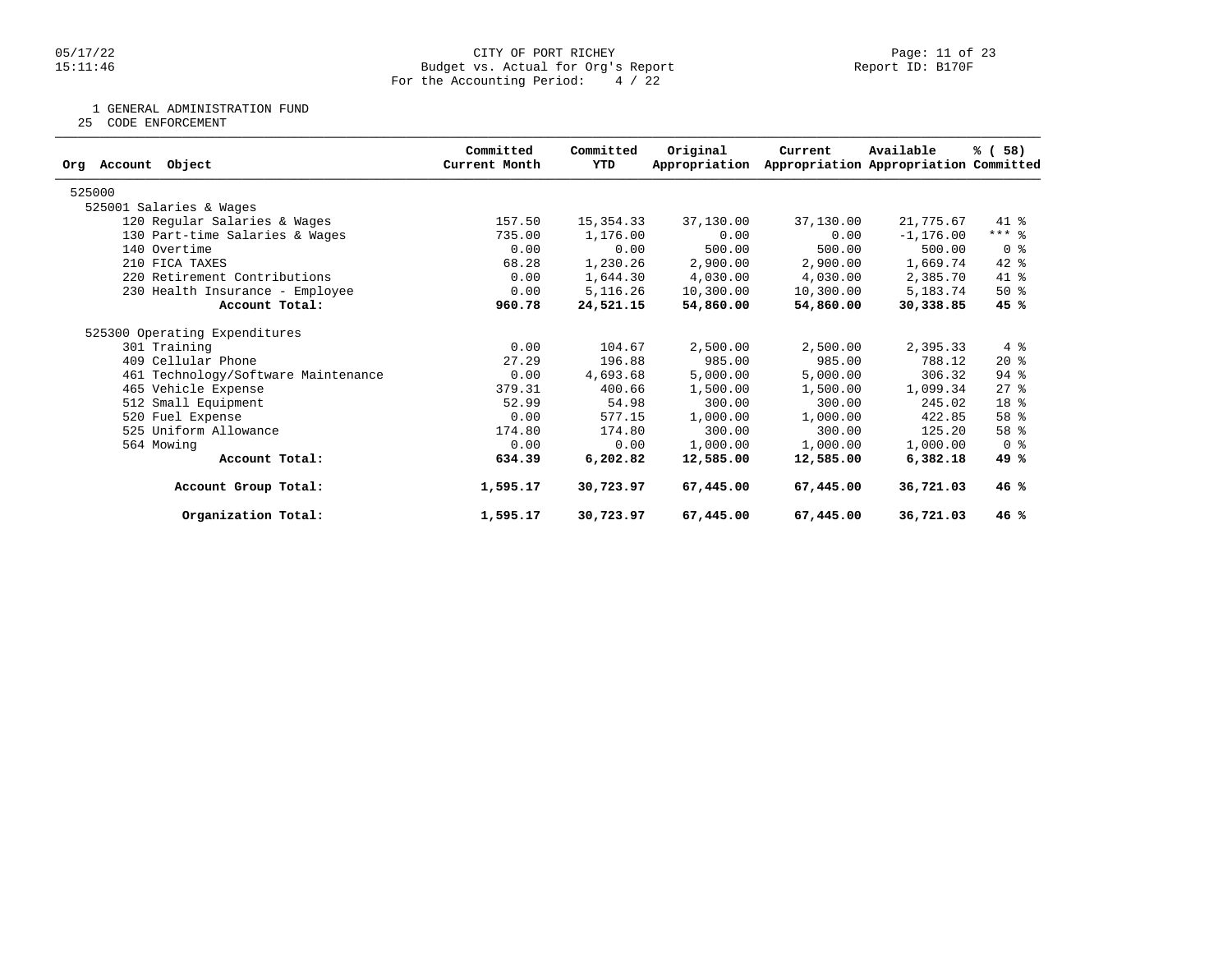CITY OF PORT RICHEY
Budget vs. Actual for Org's Report
For the Accounting Period: 4 / 22

1 GENERAL ADMINISTRATION FUND
25 CODE ENFORCEMENT

| Org Account Object | Committed Current Month | Committed YTD | Original Appropriation | Current Appropriation | Available Appropriation | % ( 58) Committed |
|---|---|---|---|---|---|---|
| 525000 | | | | | | |
| 525001 Salaries & Wages | | | | | | |
| 120 Regular Salaries & Wages | 157.50 | 15,354.33 | 37,130.00 | 37,130.00 | 21,775.67 | 41 % |
| 130 Part-time Salaries & Wages | 735.00 | 1,176.00 | 0.00 | 0.00 | -1,176.00 | *** % |
| 140 Overtime | 0.00 | 0.00 | 500.00 | 500.00 | 500.00 | 0 % |
| 210 FICA TAXES | 68.28 | 1,230.26 | 2,900.00 | 2,900.00 | 1,669.74 | 42 % |
| 220 Retirement Contributions | 0.00 | 1,644.30 | 4,030.00 | 4,030.00 | 2,385.70 | 41 % |
| 230 Health Insurance - Employee | 0.00 | 5,116.26 | 10,300.00 | 10,300.00 | 5,183.74 | 50 % |
| **Account Total:** | **960.78** | **24,521.15** | **54,860.00** | **54,860.00** | **30,338.85** | **45 %** |
| 525300 Operating Expenditures | | | | | | |
| 301 Training | 0.00 | 104.67 | 2,500.00 | 2,500.00 | 2,395.33 | 4 % |
| 409 Cellular Phone | 27.29 | 196.88 | 985.00 | 985.00 | 788.12 | 20 % |
| 461 Technology/Software Maintenance | 0.00 | 4,693.68 | 5,000.00 | 5,000.00 | 306.32 | 94 % |
| 465 Vehicle Expense | 379.31 | 400.66 | 1,500.00 | 1,500.00 | 1,099.34 | 27 % |
| 512 Small Equipment | 52.99 | 54.98 | 300.00 | 300.00 | 245.02 | 18 % |
| 520 Fuel Expense | 0.00 | 577.15 | 1,000.00 | 1,000.00 | 422.85 | 58 % |
| 525 Uniform Allowance | 174.80 | 174.80 | 300.00 | 300.00 | 125.20 | 58 % |
| 564 Mowing | 0.00 | 0.00 | 1,000.00 | 1,000.00 | 1,000.00 | 0 % |
| **Account Total:** | **634.39** | **6,202.82** | **12,585.00** | **12,585.00** | **6,382.18** | **49 %** |
| **Account Group Total:** | **1,595.17** | **30,723.97** | **67,445.00** | **67,445.00** | **36,721.03** | **46 %** |
| **Organization Total:** | **1,595.17** | **30,723.97** | **67,445.00** | **67,445.00** | **36,721.03** | **46 %** |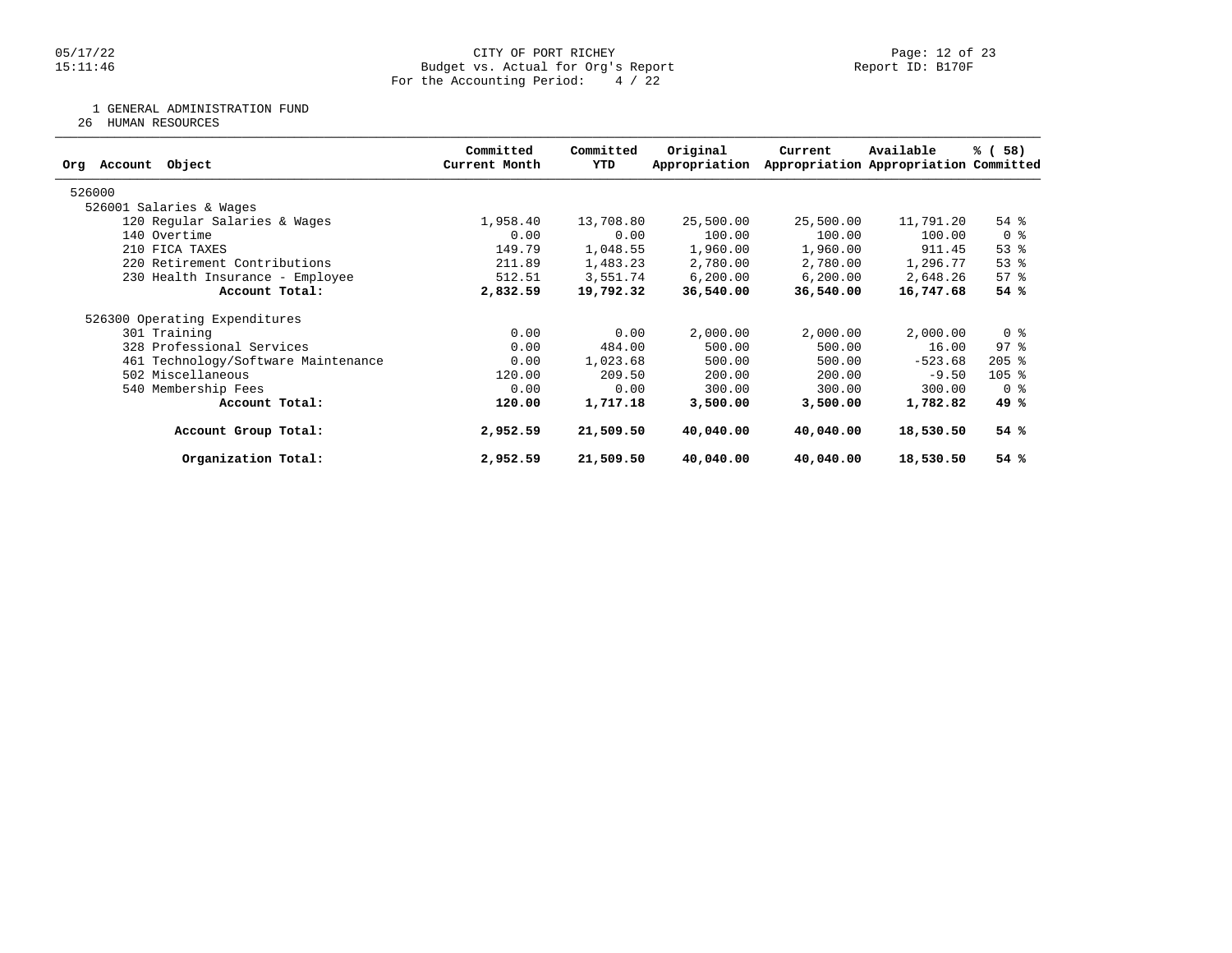CITY OF PORT RICHEY
Budget vs. Actual for Org's Report
For the Accounting Period: 4 / 22

1 GENERAL ADMINISTRATION FUND
26 HUMAN RESOURCES

| Org Account Object | Committed Current Month | Committed YTD | Original Appropriation | Current Appropriation | Available Appropriation | % ( 58) Committed |
|---|---|---|---|---|---|---|
| 526000 | | | | | | |
| 526001 Salaries & Wages | | | | | | |
| 120 Regular Salaries & Wages | 1,958.40 | 13,708.80 | 25,500.00 | 25,500.00 | 11,791.20 | 54 % |
| 140 Overtime | 0.00 | 0.00 | 100.00 | 100.00 | 100.00 | 0 % |
| 210 FICA TAXES | 149.79 | 1,048.55 | 1,960.00 | 1,960.00 | 911.45 | 53 % |
| 220 Retirement Contributions | 211.89 | 1,483.23 | 2,780.00 | 2,780.00 | 1,296.77 | 53 % |
| 230 Health Insurance - Employee | 512.51 | 3,551.74 | 6,200.00 | 6,200.00 | 2,648.26 | 57 % |
| **Account Total:** | **2,832.59** | **19,792.32** | **36,540.00** | **36,540.00** | **16,747.68** | **54 %** |
| 526300 Operating Expenditures | | | | | | |
| 301 Training | 0.00 | 0.00 | 2,000.00 | 2,000.00 | 2,000.00 | 0 % |
| 328 Professional Services | 0.00 | 484.00 | 500.00 | 500.00 | 16.00 | 97 % |
| 461 Technology/Software Maintenance | 0.00 | 1,023.68 | 500.00 | 500.00 | -523.68 | 205 % |
| 502 Miscellaneous | 120.00 | 209.50 | 200.00 | 200.00 | -9.50 | 105 % |
| 540 Membership Fees | 0.00 | 0.00 | 300.00 | 300.00 | 300.00 | 0 % |
| **Account Total:** | **120.00** | **1,717.18** | **3,500.00** | **3,500.00** | **1,782.82** | **49 %** |
| **Account Group Total:** | **2,952.59** | **21,509.50** | **40,040.00** | **40,040.00** | **18,530.50** | **54 %** |
| **Organization Total:** | **2,952.59** | **21,509.50** | **40,040.00** | **40,040.00** | **18,530.50** | **54 %** |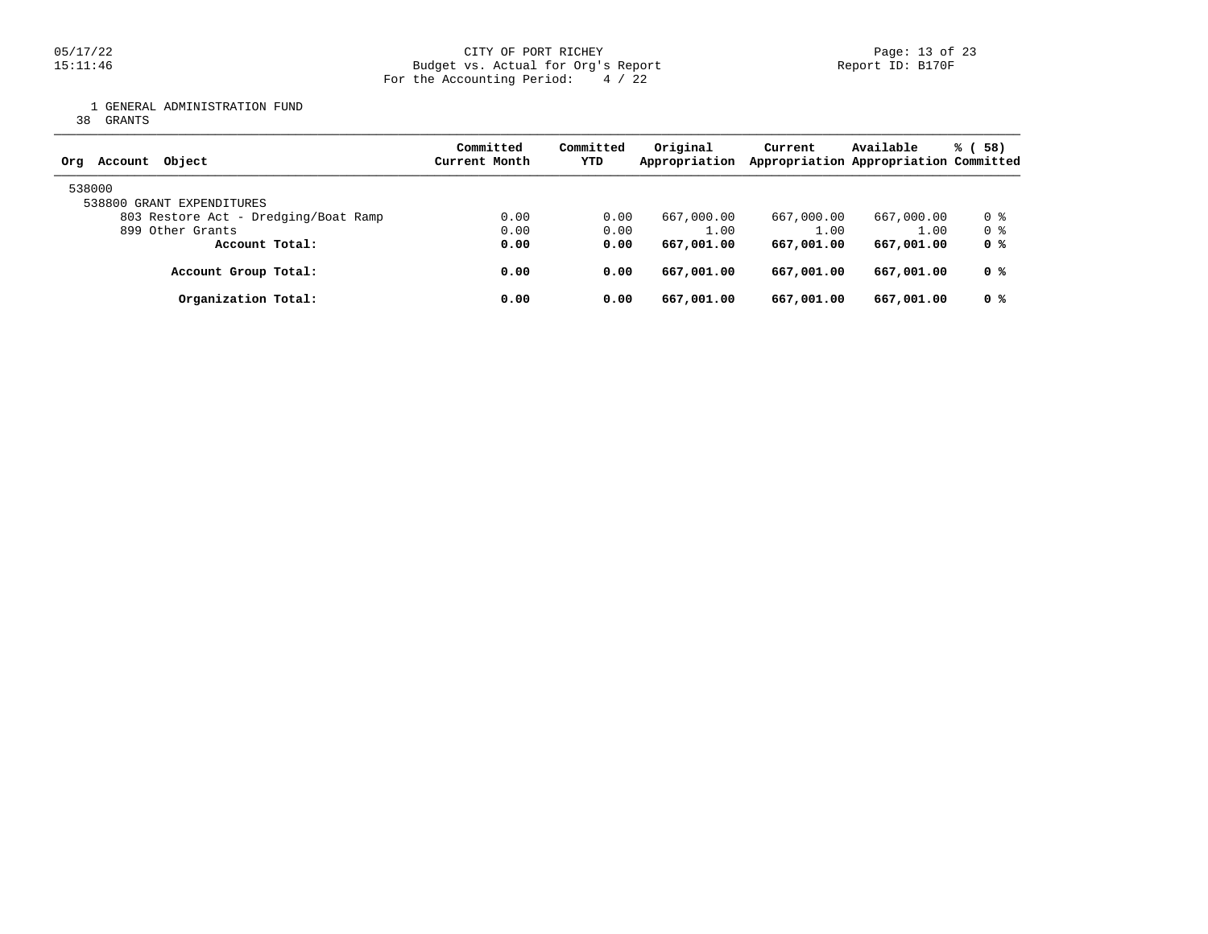CITY OF PORT RICHEY
Budget vs. Actual for Org's Report
For the Accounting Period: 4 / 22

Report ID: B170F

1 GENERAL ADMINISTRATION FUND
38 GRANTS

| Org Account Object | Committed Current Month | Committed YTD | Original Appropriation | Current Appropriation | Available Appropriation | % ( 58) Committed |
|---|---|---|---|---|---|---|
| 538000 | | | | | | |
| 538800 GRANT EXPENDITURES | | | | | | |
| 803 Restore Act - Dredging/Boat Ramp | 0.00 | 0.00 | 667,000.00 | 667,000.00 | 667,000.00 | 0 % |
| 899 Other Grants | 0.00 | 0.00 | 1.00 | 1.00 | 1.00 | 0 % |
| **Account Total:** | **0.00** | **0.00** | **667,001.00** | **667,001.00** | **667,001.00** | **0 %** |
| **Account Group Total:** | **0.00** | **0.00** | **667,001.00** | **667,001.00** | **667,001.00** | **0 %** |
| **Organization Total:** | **0.00** | **0.00** | **667,001.00** | **667,001.00** | **667,001.00** | **0 %** |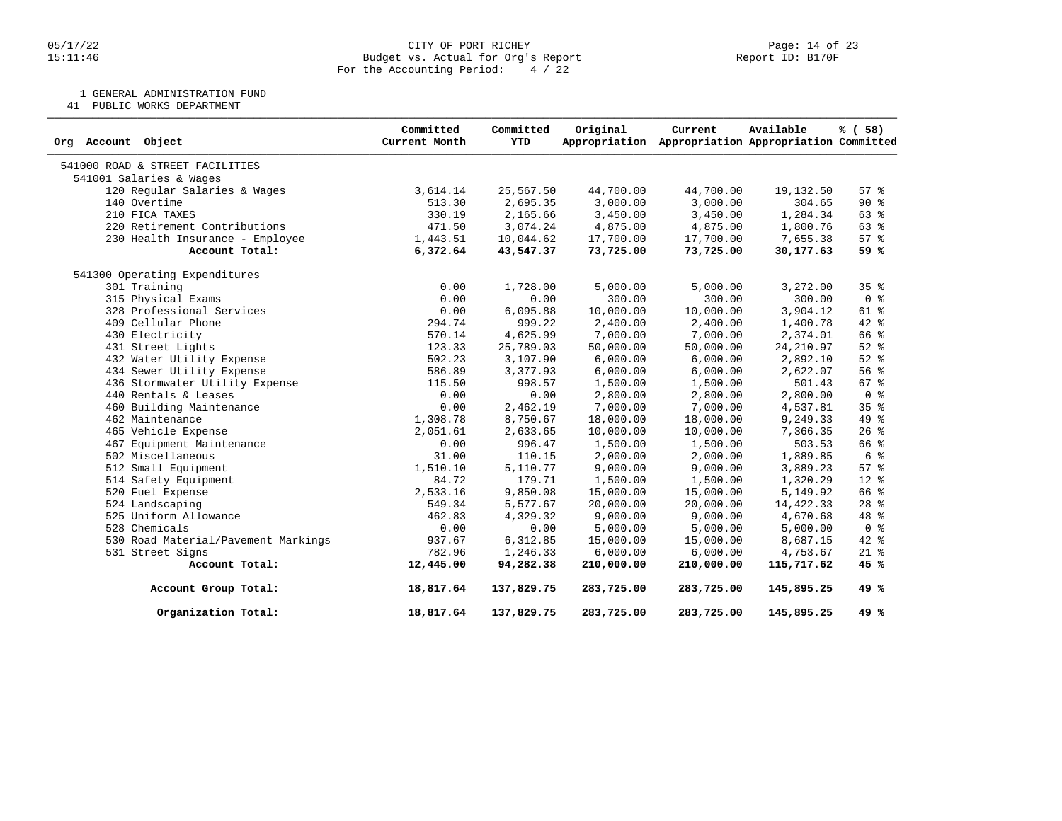CITY OF PORT RICHEY
Budget vs. Actual for Org's Report
For the Accounting Period: 4 / 22

05/17/22
15:11:46

Report ID: B170F

1 GENERAL ADMINISTRATION FUND
41 PUBLIC WORKS DEPARTMENT

| Org Account Object | Committed Current Month | Committed YTD | Original Appropriation | Current Appropriation | Available Appropriation | % ( 58) Committed |
|---|---|---|---|---|---|---|
| 541000 ROAD & STREET FACILITIES | | | | | | |
| 541001 Salaries & Wages | | | | | | |
| 120 Regular Salaries & Wages | 3,614.14 | 25,567.50 | 44,700.00 | 44,700.00 | 19,132.50 | 57 % |
| 140 Overtime | 513.30 | 2,695.35 | 3,000.00 | 3,000.00 | 304.65 | 90 % |
| 210 FICA TAXES | 330.19 | 2,165.66 | 3,450.00 | 3,450.00 | 1,284.34 | 63 % |
| 220 Retirement Contributions | 471.50 | 3,074.24 | 4,875.00 | 4,875.00 | 1,800.76 | 63 % |
| 230 Health Insurance - Employee | 1,443.51 | 10,044.62 | 17,700.00 | 17,700.00 | 7,655.38 | 57 % |
| **Account Total:** | **6,372.64** | **43,547.37** | **73,725.00** | **73,725.00** | **30,177.63** | **59 %** |
| 541300 Operating Expenditures | | | | | | |
| 301 Training | 0.00 | 1,728.00 | 5,000.00 | 5,000.00 | 3,272.00 | 35 % |
| 315 Physical Exams | 0.00 | 0.00 | 300.00 | 300.00 | 300.00 | 0 % |
| 328 Professional Services | 0.00 | 6,095.88 | 10,000.00 | 10,000.00 | 3,904.12 | 61 % |
| 409 Cellular Phone | 294.74 | 999.22 | 2,400.00 | 2,400.00 | 1,400.78 | 42 % |
| 430 Electricity | 570.14 | 4,625.99 | 7,000.00 | 7,000.00 | 2,374.01 | 66 % |
| 431 Street Lights | 123.33 | 25,789.03 | 50,000.00 | 50,000.00 | 24,210.97 | 52 % |
| 432 Water Utility Expense | 502.23 | 3,107.90 | 6,000.00 | 6,000.00 | 2,892.10 | 52 % |
| 434 Sewer Utility Expense | 586.89 | 3,377.93 | 6,000.00 | 6,000.00 | 2,622.07 | 56 % |
| 436 Stormwater Utility Expense | 115.50 | 998.57 | 1,500.00 | 1,500.00 | 501.43 | 67 % |
| 440 Rentals & Leases | 0.00 | 0.00 | 2,800.00 | 2,800.00 | 2,800.00 | 0 % |
| 460 Building Maintenance | 0.00 | 2,462.19 | 7,000.00 | 7,000.00 | 4,537.81 | 35 % |
| 462 Maintenance | 1,308.78 | 8,750.67 | 18,000.00 | 18,000.00 | 9,249.33 | 49 % |
| 465 Vehicle Expense | 2,051.61 | 2,633.65 | 10,000.00 | 10,000.00 | 7,366.35 | 26 % |
| 467 Equipment Maintenance | 0.00 | 996.47 | 1,500.00 | 1,500.00 | 503.53 | 66 % |
| 502 Miscellaneous | 31.00 | 110.15 | 2,000.00 | 2,000.00 | 1,889.85 | 6 % |
| 512 Small Equipment | 1,510.10 | 5,110.77 | 9,000.00 | 9,000.00 | 3,889.23 | 57 % |
| 514 Safety Equipment | 84.72 | 179.71 | 1,500.00 | 1,500.00 | 1,320.29 | 12 % |
| 520 Fuel Expense | 2,533.16 | 9,850.08 | 15,000.00 | 15,000.00 | 5,149.92 | 66 % |
| 524 Landscaping | 549.34 | 5,577.67 | 20,000.00 | 20,000.00 | 14,422.33 | 28 % |
| 525 Uniform Allowance | 462.83 | 4,329.32 | 9,000.00 | 9,000.00 | 4,670.68 | 48 % |
| 528 Chemicals | 0.00 | 0.00 | 5,000.00 | 5,000.00 | 5,000.00 | 0 % |
| 530 Road Material/Pavement Markings | 937.67 | 6,312.85 | 15,000.00 | 15,000.00 | 8,687.15 | 42 % |
| 531 Street Signs | 782.96 | 1,246.33 | 6,000.00 | 6,000.00 | 4,753.67 | 21 % |
| **Account Total:** | **12,445.00** | **94,282.38** | **210,000.00** | **210,000.00** | **115,717.62** | **45 %** |
| **Account Group Total:** | **18,817.64** | **137,829.75** | **283,725.00** | **283,725.00** | **145,895.25** | **49 %** |
| **Organization Total:** | **18,817.64** | **137,829.75** | **283,725.00** | **283,725.00** | **145,895.25** | **49 %** |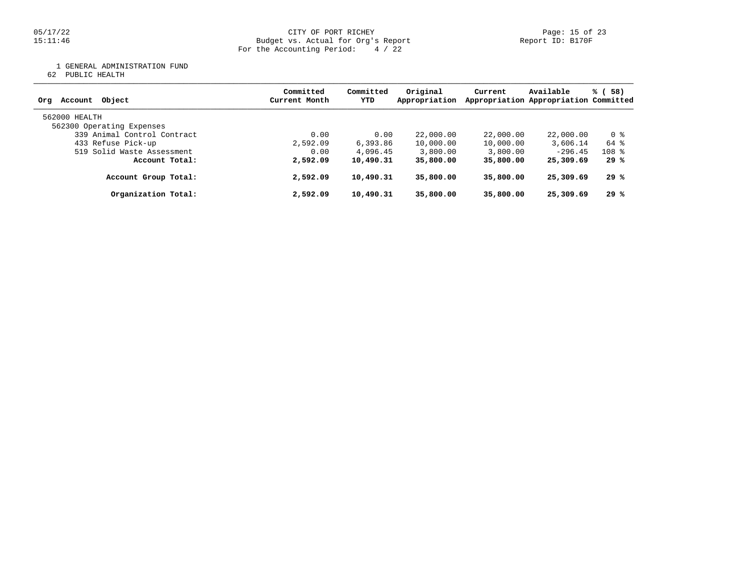CITY OF PORT RICHEY
Budget vs. Actual for Org's Report
For the Accounting Period: 4 / 22

Report ID: B170F

1 GENERAL ADMINISTRATION FUND
62 PUBLIC HEALTH

| Org Account Object | Committed Current Month | Committed YTD | Original Appropriation | Current Appropriation | Available Appropriation | % ( 58) Committed |
|---|---|---|---|---|---|---|
| 562000 HEALTH | | | | | | |
| 562300 Operating Expenses | | | | | | |
| 339 Animal Control Contract | 0.00 | 0.00 | 22,000.00 | 22,000.00 | 22,000.00 | 0 % |
| 433 Refuse Pick-up | 2,592.09 | 6,393.86 | 10,000.00 | 10,000.00 | 3,606.14 | 64 % |
| 519 Solid Waste Assessment | 0.00 | 4,096.45 | 3,800.00 | 3,800.00 | -296.45 | 108 % |
| **Account Total:** | **2,592.09** | **10,490.31** | **35,800.00** | **35,800.00** | **25,309.69** | **29 %** |
| **Account Group Total:** | **2,592.09** | **10,490.31** | **35,800.00** | **35,800.00** | **25,309.69** | **29 %** |
| **Organization Total:** | **2,592.09** | **10,490.31** | **35,800.00** | **35,800.00** | **25,309.69** | **29 %** |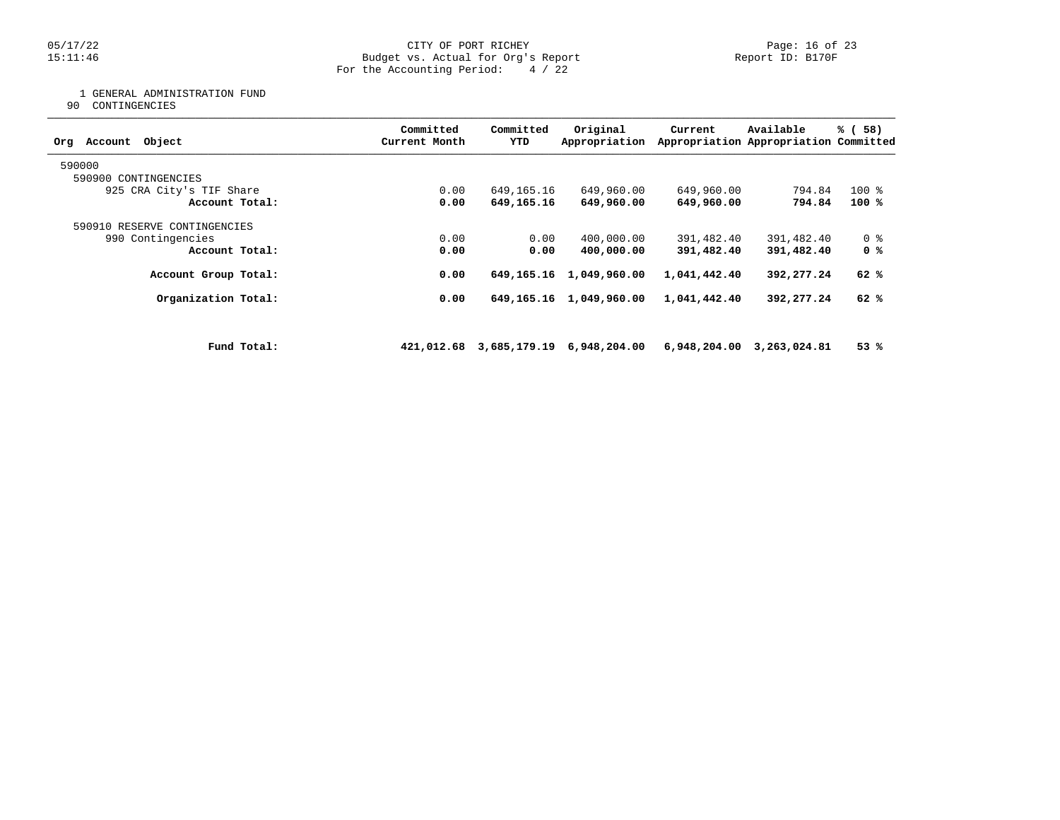CITY OF PORT RICHEY
Budget vs. Actual for Org's Report
For the Accounting Period: 4 / 22

1 GENERAL ADMINISTRATION FUND
90 CONTINGENCIES

| Org Account Object | Committed Current Month | Committed YTD | Original Appropriation | Current Appropriation | Available Appropriation | % ( 58) Committed |
|---|---|---|---|---|---|---|
| 590000 | | | | | | |
| 590900 CONTINGENCIES | | | | | | |
| 925 CRA City's TIF Share | 0.00 | 649,165.16 | 649,960.00 | 649,960.00 | 794.84 | 100 % |
| **Account Total:** | **0.00** | **649,165.16** | **649,960.00** | **649,960.00** | **794.84** | **100 %** |
| 590910 RESERVE CONTINGENCIES | | | | | | |
| 990 Contingencies | 0.00 | 0.00 | 400,000.00 | 391,482.40 | 391,482.40 | 0 % |
| **Account Total:** | **0.00** | **0.00** | **400,000.00** | **391,482.40** | **391,482.40** | **0 %** |
| **Account Group Total:** | **0.00** | **649,165.16** | **1,049,960.00** | **1,041,442.40** | **392,277.24** | **62 %** |
| **Organization Total:** | **0.00** | **649,165.16** | **1,049,960.00** | **1,041,442.40** | **392,277.24** | **62 %** |
| **Fund Total:** | **421,012.68** | **3,685,179.19** | **6,948,204.00** | **6,948,204.00** | **3,263,024.81** | **53 %** |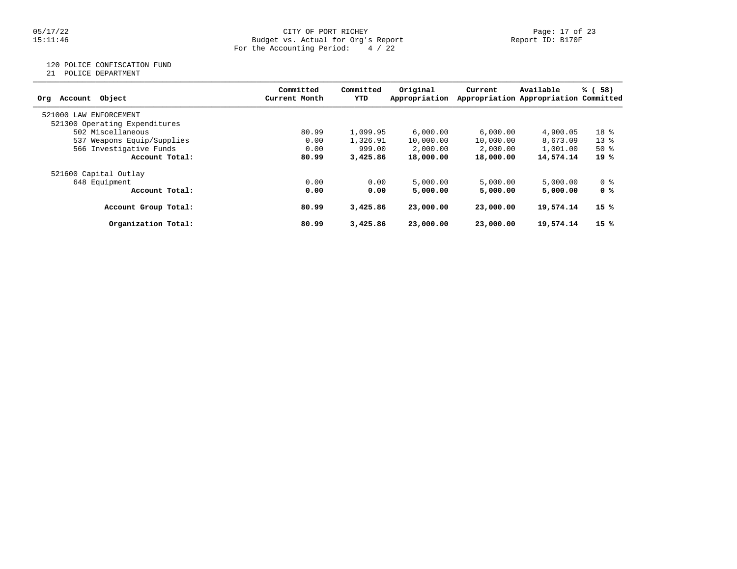CITY OF PORT RICHEY
Budget vs. Actual for Org's Report
For the Accounting Period: 4 / 22

120 POLICE CONFISCATION FUND
21 POLICE DEPARTMENT

| Org Account Object | Committed Current Month | Committed YTD | Original Appropriation | Current Appropriation | Available Appropriation | % ( 58) Committed |
|---|---|---|---|---|---|---|
| 521000 LAW ENFORCEMENT | | | | | | |
| 521300 Operating Expenditures | | | | | | |
| 502 Miscellaneous | 80.99 | 1,099.95 | 6,000.00 | 6,000.00 | 4,900.05 | 18 % |
| 537 Weapons Equip/Supplies | 0.00 | 1,326.91 | 10,000.00 | 10,000.00 | 8,673.09 | 13 % |
| 566 Investigative Funds | 0.00 | 999.00 | 2,000.00 | 2,000.00 | 1,001.00 | 50 % |
| **Account Total:** | **80.99** | **3,425.86** | **18,000.00** | **18,000.00** | **14,574.14** | **19 %** |
| 521600 Capital Outlay | | | | | | |
| 648 Equipment | 0.00 | 0.00 | 5,000.00 | 5,000.00 | 5,000.00 | 0 % |
| **Account Total:** | **0.00** | **0.00** | **5,000.00** | **5,000.00** | **5,000.00** | **0 %** |
| **Account Group Total:** | **80.99** | **3,425.86** | **23,000.00** | **23,000.00** | **19,574.14** | **15 %** |
| **Organization Total:** | **80.99** | **3,425.86** | **23,000.00** | **23,000.00** | **19,574.14** | **15 %** |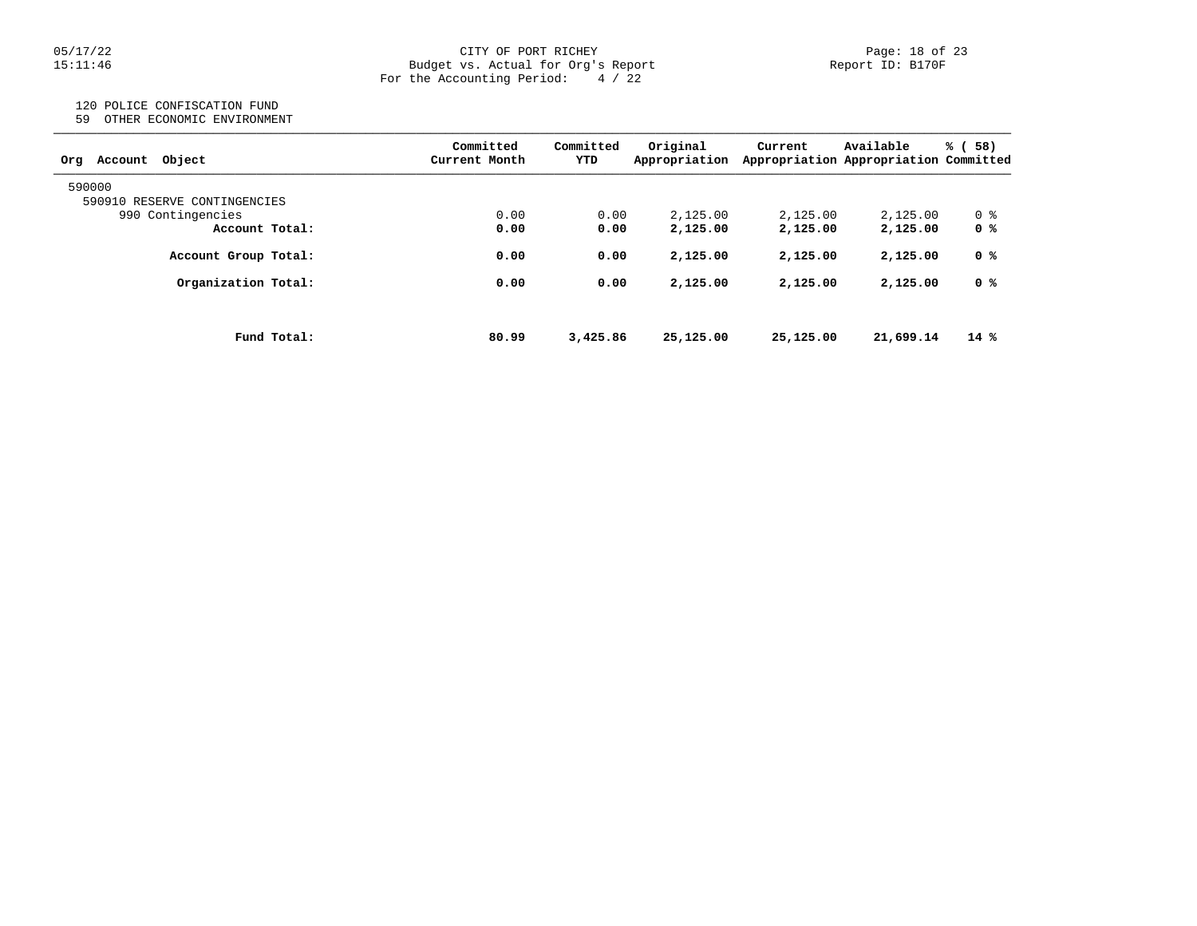CITY OF PORT RICHEY
Budget vs. Actual for Org's Report
For the Accounting Period: 4 / 22

Report ID: B170F

120 POLICE CONFISCATION FUND
59 OTHER ECONOMIC ENVIRONMENT

| Org Account Object | Committed Current Month | Committed YTD | Original Appropriation | Current Appropriation | Available Appropriation | % ( 58) Committed |
|---|---|---|---|---|---|---|
| 590000 | | | | | | |
| 590910 RESERVE CONTINGENCIES | | | | | | |
| 990 Contingencies | 0.00 | 0.00 | 2,125.00 | 2,125.00 | 2,125.00 | 0 % |
| **Account Total:** | **0.00** | **0.00** | **2,125.00** | **2,125.00** | **2,125.00** | **0 %** |
| **Account Group Total:** | **0.00** | **0.00** | **2,125.00** | **2,125.00** | **2,125.00** | **0 %** |
| **Organization Total:** | **0.00** | **0.00** | **2,125.00** | **2,125.00** | **2,125.00** | **0 %** |
| **Fund Total:** | **80.99** | **3,425.86** | **25,125.00** | **25,125.00** | **21,699.14** | **14 %** |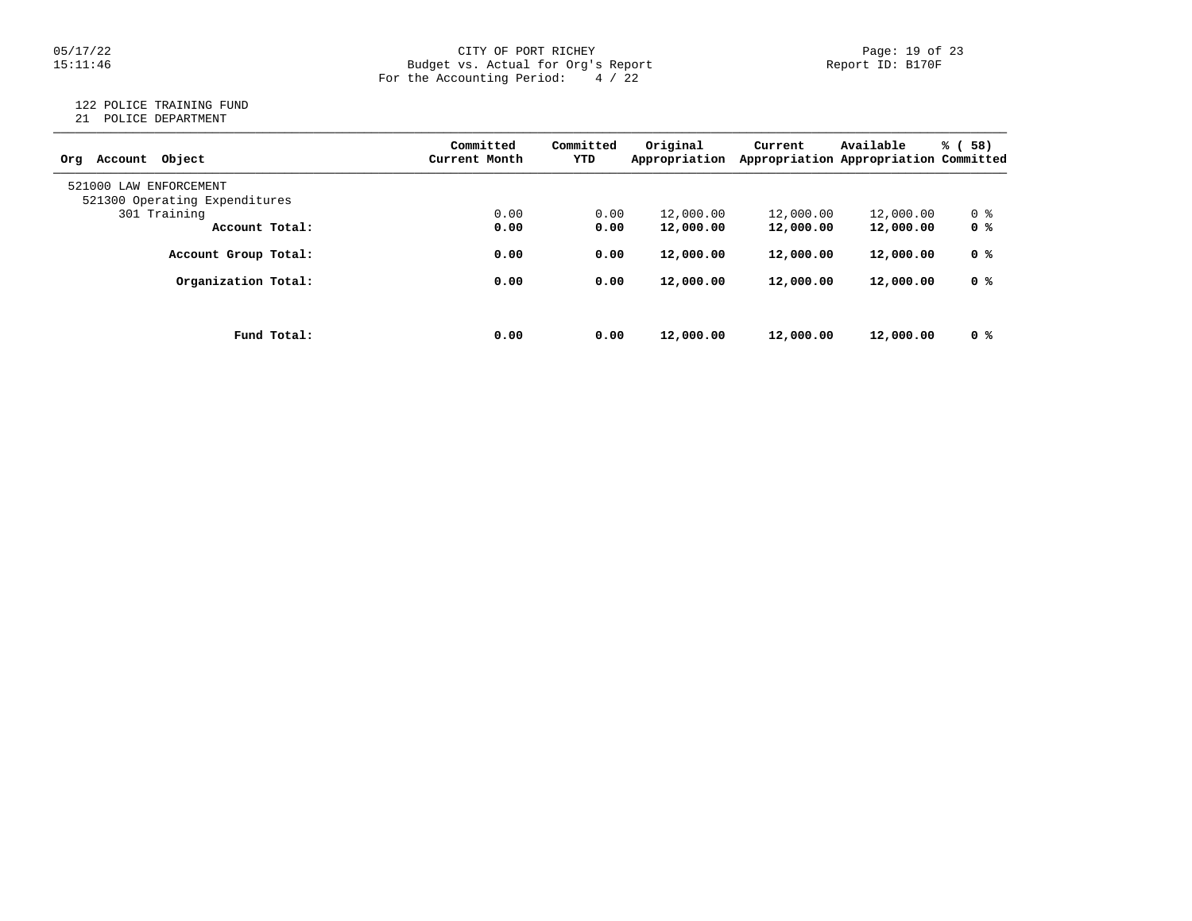122 POLICE TRAINING FUND
21 POLICE DEPARTMENT

| Org Account Object | Committed Current Month | Committed YTD | Original Appropriation | Current Appropriation | Available Appropriation | % ( 58) Committed |
|---|---|---|---|---|---|---|
| 521000 LAW ENFORCEMENT | | | | | | |
| 521300 Operating Expenditures | | | | | | |
| 301 Training | 0.00 | 0.00 | 12,000.00 | 12,000.00 | 12,000.00 | 0 % |
| **Account Total:** | **0.00** | **0.00** | **12,000.00** | **12,000.00** | **12,000.00** | **0 %** |
| **Account Group Total:** | **0.00** | **0.00** | **12,000.00** | **12,000.00** | **12,000.00** | **0 %** |
| **Organization Total:** | **0.00** | **0.00** | **12,000.00** | **12,000.00** | **12,000.00** | **0 %** |
| **Fund Total:** | **0.00** | **0.00** | **12,000.00** | **12,000.00** | **12,000.00** | **0 %** |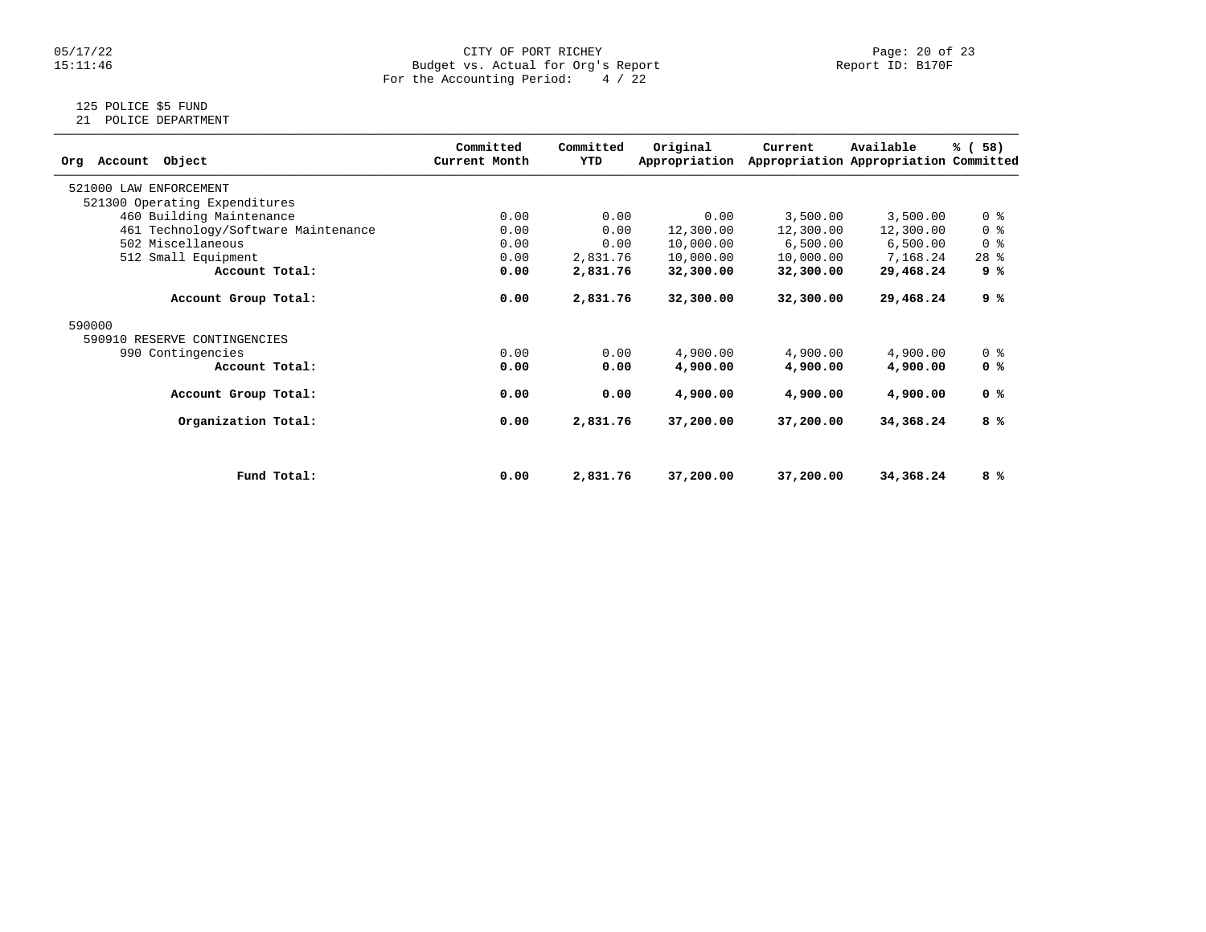CITY OF PORT RICHEY
Budget vs. Actual for Org's Report
For the Accounting Period: 4 / 22

125 POLICE $5 FUND
21 POLICE DEPARTMENT

| Org Account Object | Committed Current Month | Committed YTD | Original Appropriation | Current Appropriation | Available Appropriation | % ( 58) Committed |
|---|---|---|---|---|---|---|
| 521000 LAW ENFORCEMENT | | | | | | |
| 521300 Operating Expenditures | | | | | | |
| 460 Building Maintenance | 0.00 | 0.00 | 0.00 | 3,500.00 | 3,500.00 | 0 % |
| 461 Technology/Software Maintenance | 0.00 | 0.00 | 12,300.00 | 12,300.00 | 12,300.00 | 0 % |
| 502 Miscellaneous | 0.00 | 0.00 | 10,000.00 | 6,500.00 | 6,500.00 | 0 % |
| 512 Small Equipment | 0.00 | 2,831.76 | 10,000.00 | 10,000.00 | 7,168.24 | 28 % |
| **Account Total:** | **0.00** | **2,831.76** | **32,300.00** | **32,300.00** | **29,468.24** | **9 %** |
| **Account Group Total:** | **0.00** | **2,831.76** | **32,300.00** | **32,300.00** | **29,468.24** | **9 %** |
| 590000 | | | | | | |
| 590910 RESERVE CONTINGENCIES | | | | | | |
| 990 Contingencies | 0.00 | 0.00 | 4,900.00 | 4,900.00 | 4,900.00 | 0 % |
| **Account Total:** | **0.00** | **0.00** | **4,900.00** | **4,900.00** | **4,900.00** | **0 %** |
| **Account Group Total:** | **0.00** | **0.00** | **4,900.00** | **4,900.00** | **4,900.00** | **0 %** |
| **Organization Total:** | **0.00** | **2,831.76** | **37,200.00** | **37,200.00** | **34,368.24** | **8 %** |
| **Fund Total:** | **0.00** | **2,831.76** | **37,200.00** | **37,200.00** | **34,368.24** | **8 %** |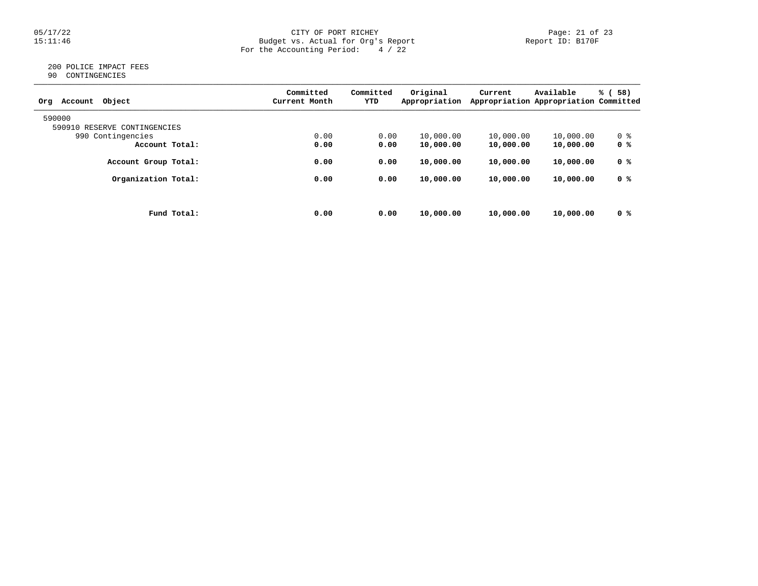CITY OF PORT RICHEY
Budget vs. Actual for Org's Report
For the Accounting Period: 4 / 22

Report ID: B170F

05/17/22
15:11:46

200 POLICE IMPACT FEES
90 CONTINGENCIES

| Org Account Object | Committed Current Month | Committed YTD | Original Appropriation | Current Appropriation | Available Appropriation | % ( 58) Committed |
|---|---|---|---|---|---|---|
| 590000 | | | | | | |
| 590910 RESERVE CONTINGENCIES | | | | | | |
| 990 Contingencies | 0.00 | 0.00 | 10,000.00 | 10,000.00 | 10,000.00 | 0 % |
| **Account Total:** | **0.00** | **0.00** | **10,000.00** | **10,000.00** | **10,000.00** | **0 %** |
| **Account Group Total:** | **0.00** | **0.00** | **10,000.00** | **10,000.00** | **10,000.00** | **0 %** |
| **Organization Total:** | **0.00** | **0.00** | **10,000.00** | **10,000.00** | **10,000.00** | **0 %** |
| **Fund Total:** | **0.00** | **0.00** | **10,000.00** | **10,000.00** | **10,000.00** | **0 %** |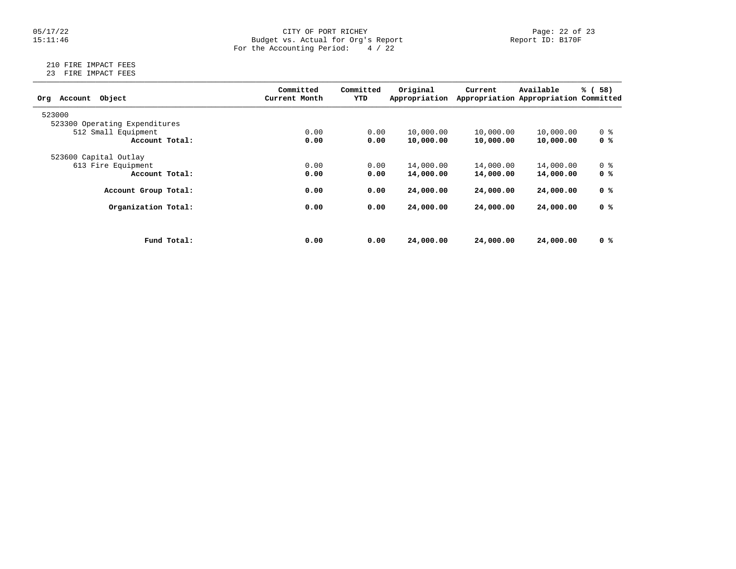CITY OF PORT RICHEY
Budget vs. Actual for Org's Report
For the Accounting Period: 4 / 22

05/17/22
15:11:46

Report ID: B170F

210 FIRE IMPACT FEES
23 FIRE IMPACT FEES

| Org Account Object | Committed Current Month | Committed YTD | Original Appropriation | Current Appropriation | Available Appropriation | % ( 58) Committed |
|---|---|---|---|---|---|---|
| 523000 | | | | | | |
| 523300 Operating Expenditures | | | | | | |
| 512 Small Equipment | 0.00 | 0.00 | 10,000.00 | 10,000.00 | 10,000.00 | 0 % |
| **Account Total:** | **0.00** | **0.00** | **10,000.00** | **10,000.00** | **10,000.00** | **0 %** |
| 523600 Capital Outlay | | | | | | |
| 613 Fire Equipment | 0.00 | 0.00 | 14,000.00 | 14,000.00 | 14,000.00 | 0 % |
| **Account Total:** | **0.00** | **0.00** | **14,000.00** | **14,000.00** | **14,000.00** | **0 %** |
| **Account Group Total:** | **0.00** | **0.00** | **24,000.00** | **24,000.00** | **24,000.00** | **0 %** |
| **Organization Total:** | **0.00** | **0.00** | **24,000.00** | **24,000.00** | **24,000.00** | **0 %** |
| **Fund Total:** | **0.00** | **0.00** | **24,000.00** | **24,000.00** | **24,000.00** | **0 %** |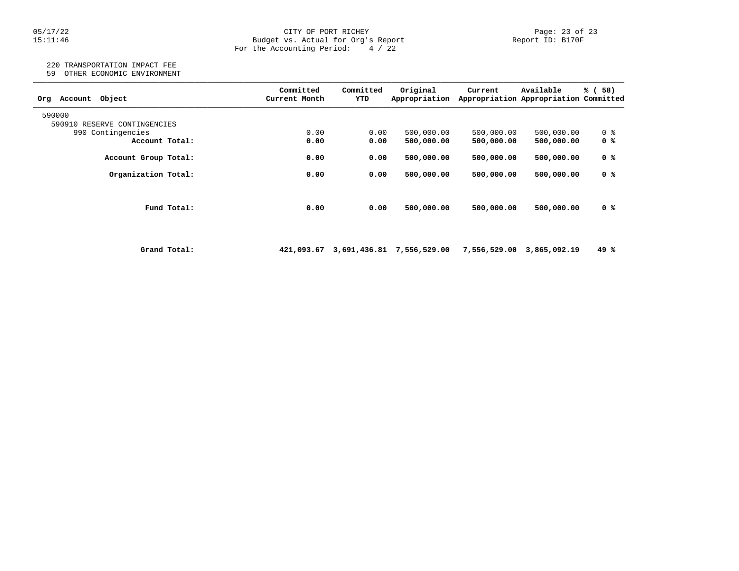CITY OF PORT RICHEY
Budget vs. Actual for Org's Report
For the Accounting Period: 4 / 22

220 TRANSPORTATION IMPACT FEE
59 OTHER ECONOMIC ENVIRONMENT

| Org Account Object | Committed Current Month | Committed YTD | Original Appropriation | Current Appropriation | Available Appropriation | % ( 58) Committed |
|---|---|---|---|---|---|---|
| 590000 | | | | | | |
| 590910 RESERVE CONTINGENCIES | | | | | | |
| 990 Contingencies | 0.00 | 0.00 | 500,000.00 | 500,000.00 | 500,000.00 | 0 % |
| **Account Total:** | **0.00** | **0.00** | **500,000.00** | **500,000.00** | **500,000.00** | **0 %** |
| **Account Group Total:** | **0.00** | **0.00** | **500,000.00** | **500,000.00** | **500,000.00** | **0 %** |
| **Organization Total:** | **0.00** | **0.00** | **500,000.00** | **500,000.00** | **500,000.00** | **0 %** |
| **Fund Total:** | **0.00** | **0.00** | **500,000.00** | **500,000.00** | **500,000.00** | **0 %** |
| **Grand Total:** | **421,093.67** | **3,691,436.81** | **7,556,529.00** | **7,556,529.00** | **3,865,092.19** | **49 %** |